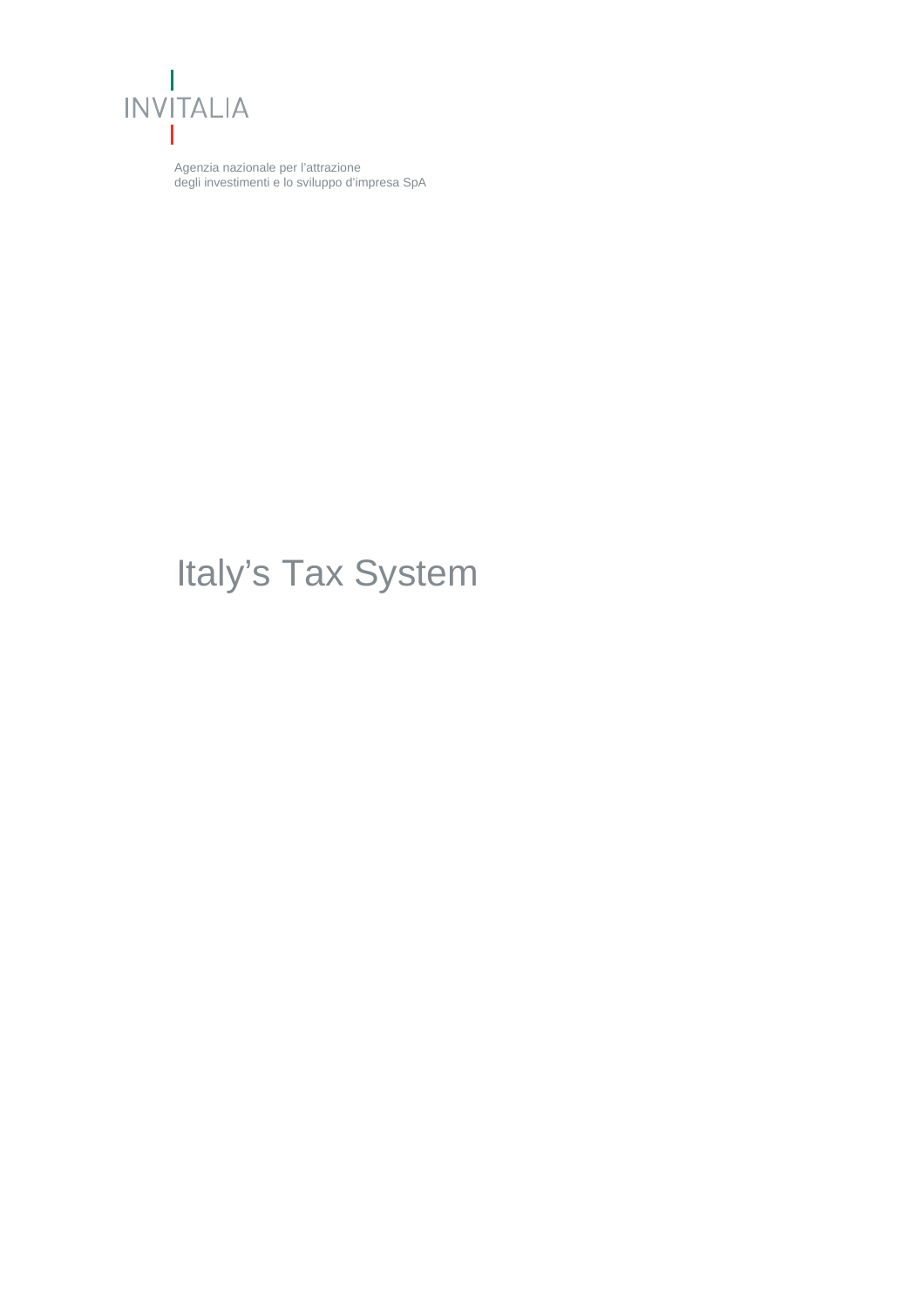INVITALIA

Agenzia nazionale per l'attrazione
degli investimenti e lo sviluppo d'impresa SpA

# Italy's Tax System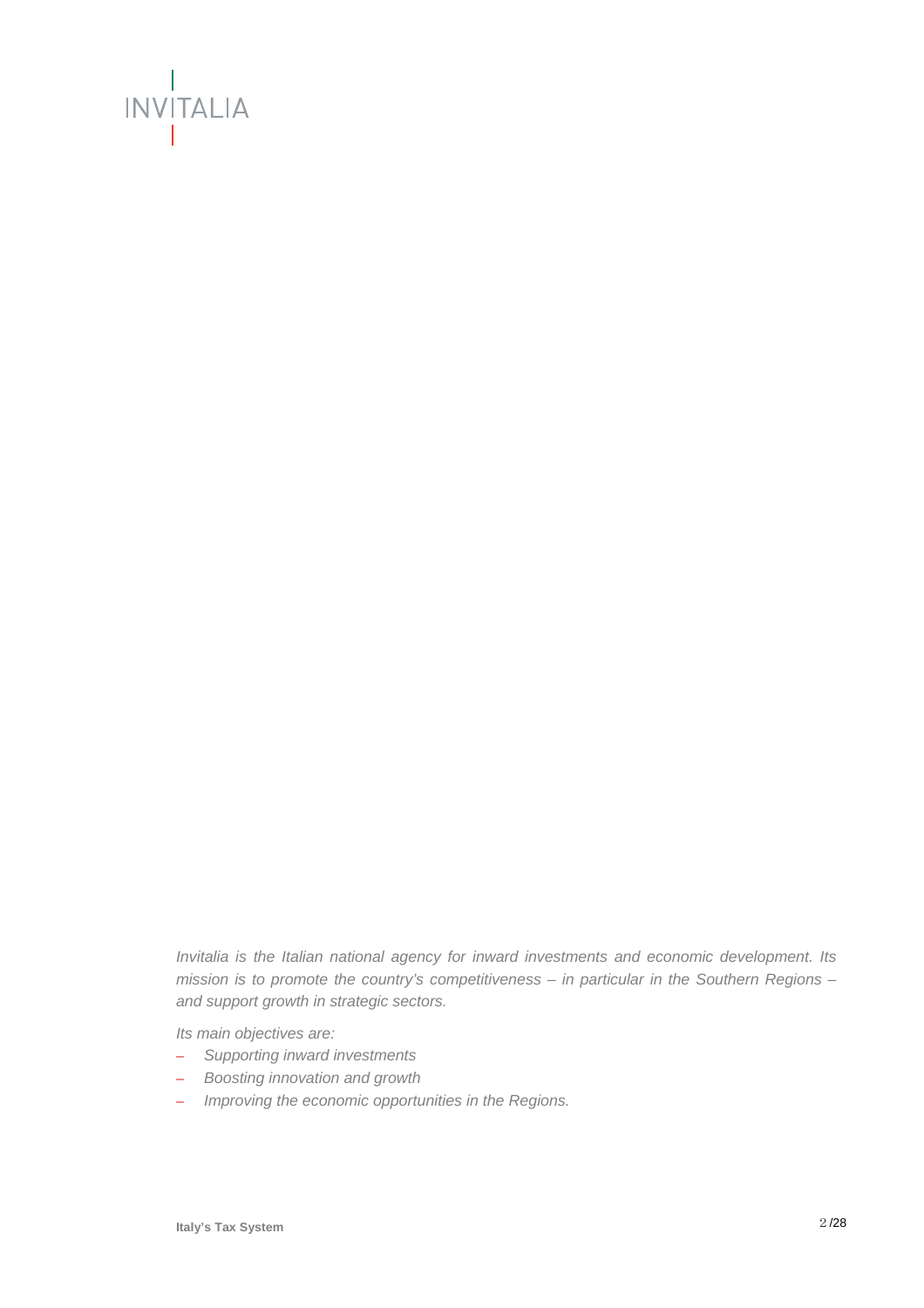*Invitalia is the Italian national agency for inward investments and economic development. Its mission is to promote the country's competitiveness – in particular in the Southern Regions – and support growth in strategic sectors.*

*Its main objectives are:*

- *Supporting inward investments*
- *Boosting innovation and growth*
- *Improving the economic opportunities in the Regions.*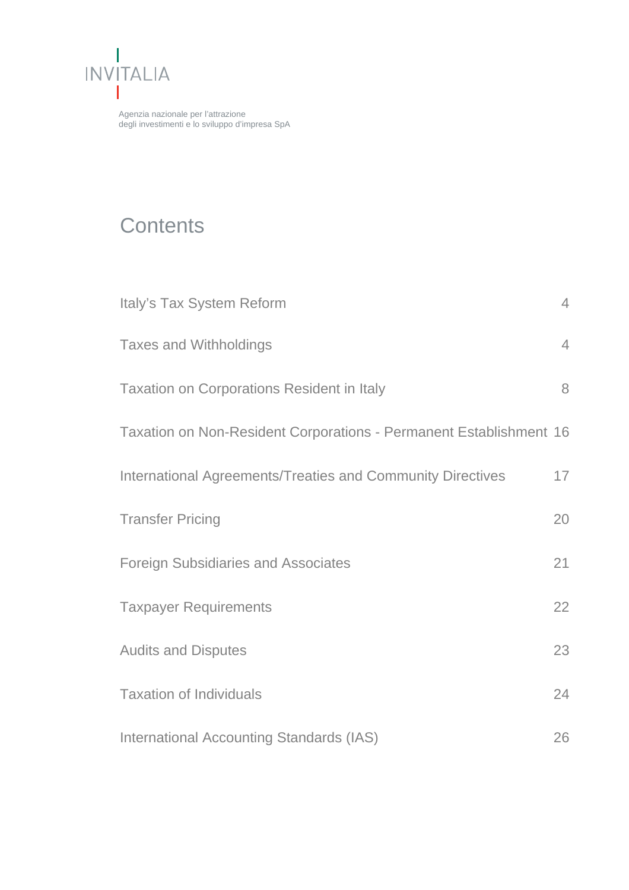INVITALIA

Agenzia nazionale per l'attrazione degli investimenti e lo sviluppo d'impresa SpA

# Contents

| | |
|---|---|
| Italy's Tax System Reform | 4 |
| Taxes and Withholdings | 4 |
| Taxation on Corporations Resident in Italy | 8 |
| Taxation on Non-Resident Corporations - Permanent Establishment | 16 |
| International Agreements/Treaties and Community Directives | 17 |
| Transfer Pricing | 20 |
| Foreign Subsidiaries and Associates | 21 |
| Taxpayer Requirements | 22 |
| Audits and Disputes | 23 |
| Taxation of Individuals | 24 |
| International Accounting Standards (IAS) | 26 |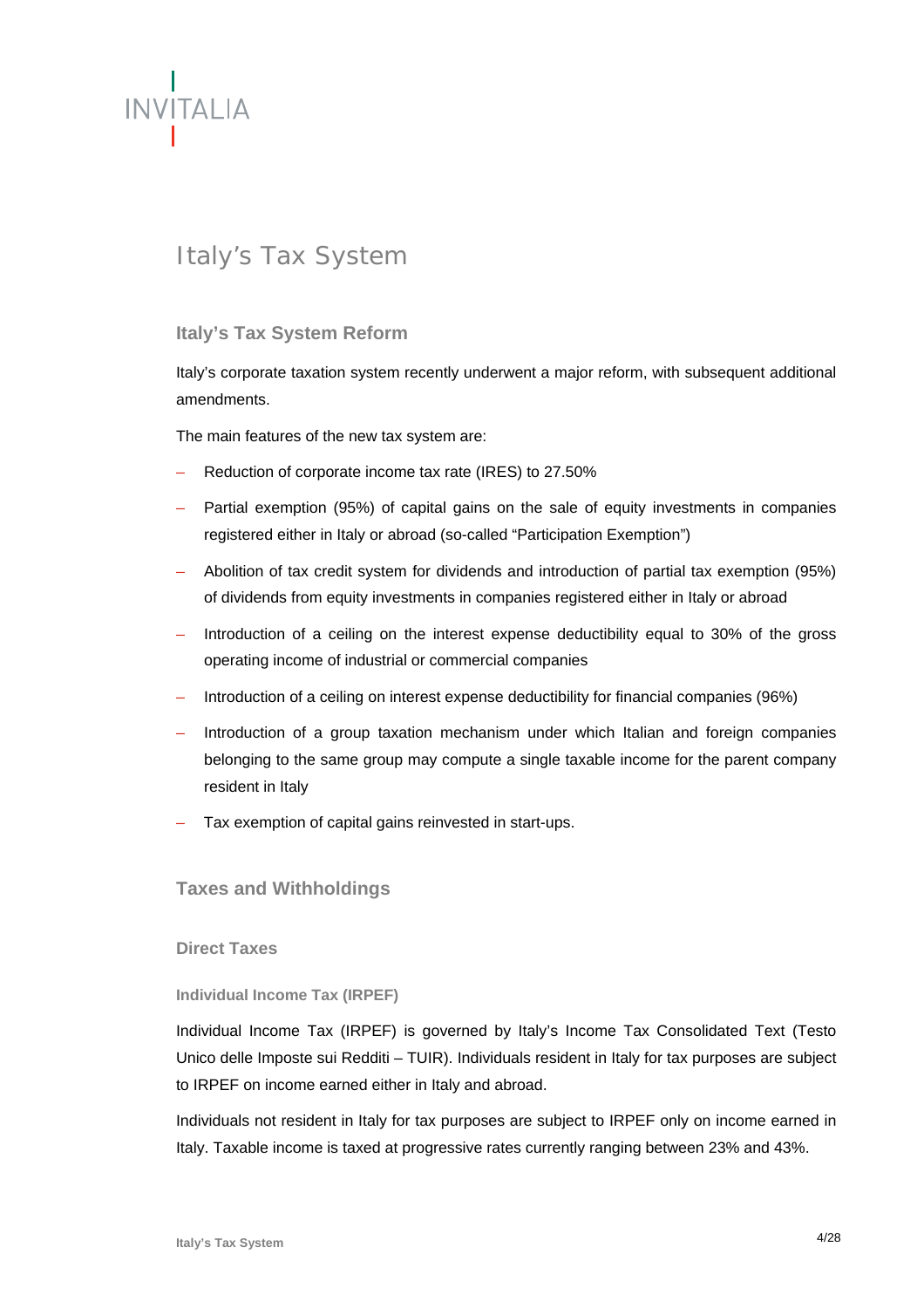# Italy's Tax System

## Italy's Tax System Reform

Italy's corporate taxation system recently underwent a major reform, with subsequent additional amendments.

The main features of the new tax system are:

- Reduction of corporate income tax rate (IRES) to 27.50%
- Partial exemption (95%) of capital gains on the sale of equity investments in companies registered either in Italy or abroad (so-called "Participation Exemption")
- Abolition of tax credit system for dividends and introduction of partial tax exemption (95%) of dividends from equity investments in companies registered either in Italy or abroad
- Introduction of a ceiling on the interest expense deductibility equal to 30% of the gross operating income of industrial or commercial companies
- Introduction of a ceiling on interest expense deductibility for financial companies (96%)
- Introduction of a group taxation mechanism under which Italian and foreign companies belonging to the same group may compute a single taxable income for the parent company resident in Italy
- Tax exemption of capital gains reinvested in start-ups.

## Taxes and Withholdings

### Direct Taxes

#### Individual Income Tax (IRPEF)

Individual Income Tax (IRPEF) is governed by Italy's Income Tax Consolidated Text (Testo Unico delle Imposte sui Redditi – TUIR). Individuals resident in Italy for tax purposes are subject to IRPEF on income earned either in Italy and abroad.

Individuals not resident in Italy for tax purposes are subject to IRPEF only on income earned in Italy. Taxable income is taxed at progressive rates currently ranging between 23% and 43%.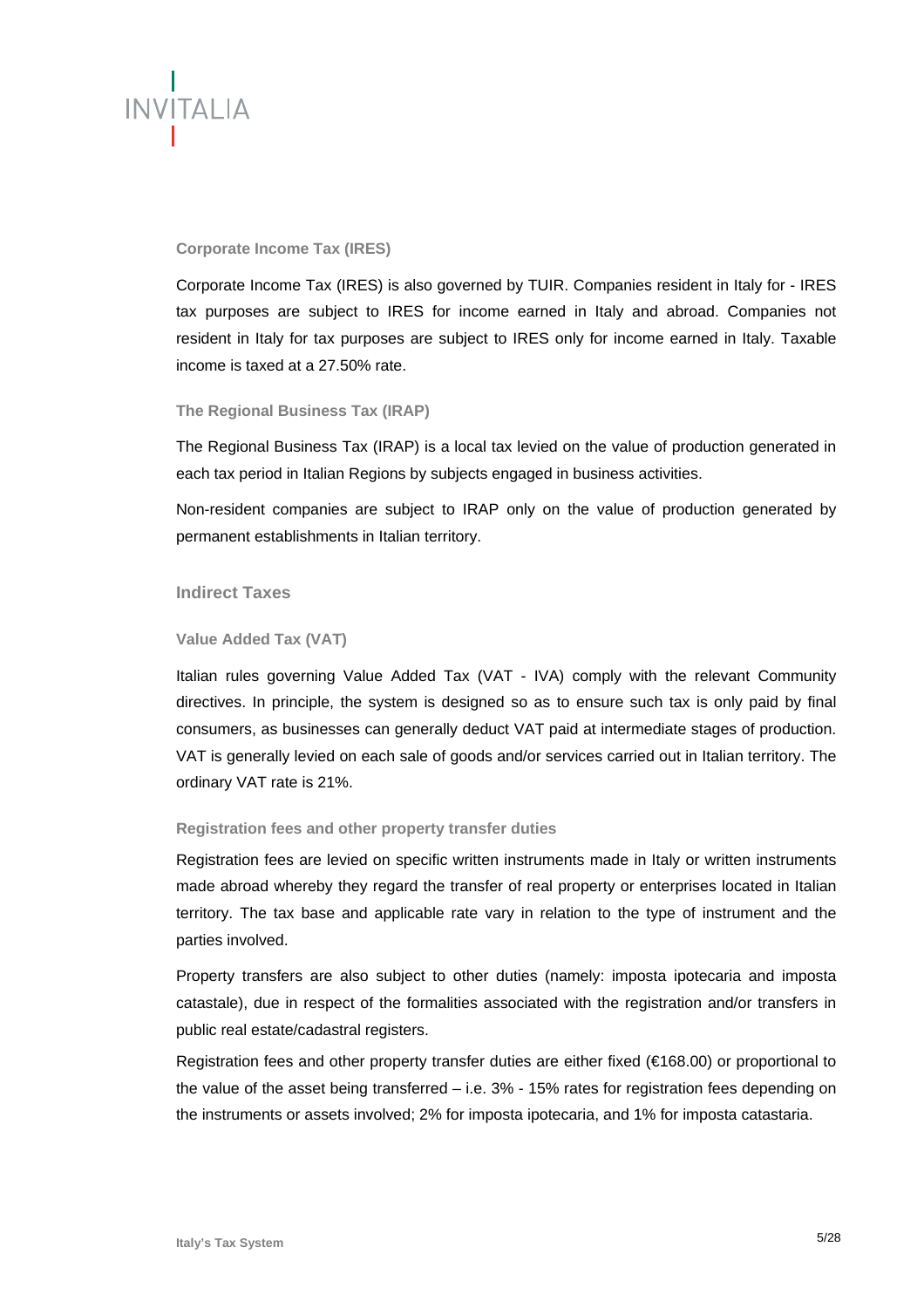### Corporate Income Tax (IRES)

Corporate Income Tax (IRES) is also governed by TUIR. Companies resident in Italy for - IRES tax purposes are subject to IRES for income earned in Italy and abroad. Companies not resident in Italy for tax purposes are subject to IRES only for income earned in Italy. Taxable income is taxed at a 27.50% rate.

### The Regional Business Tax (IRAP)

The Regional Business Tax (IRAP) is a local tax levied on the value of production generated in each tax period in Italian Regions by subjects engaged in business activities.

Non-resident companies are subject to IRAP only on the value of production generated by permanent establishments in Italian territory.

## Indirect Taxes

### Value Added Tax (VAT)

Italian rules governing Value Added Tax (VAT - IVA) comply with the relevant Community directives. In principle, the system is designed so as to ensure such tax is only paid by final consumers, as businesses can generally deduct VAT paid at intermediate stages of production. VAT is generally levied on each sale of goods and/or services carried out in Italian territory. The ordinary VAT rate is 21%.

### Registration fees and other property transfer duties

Registration fees are levied on specific written instruments made in Italy or written instruments made abroad whereby they regard the transfer of real property or enterprises located in Italian territory. The tax base and applicable rate vary in relation to the type of instrument and the parties involved.

Property transfers are also subject to other duties (namely: imposta ipotecaria and imposta catastale), due in respect of the formalities associated with the registration and/or transfers in public real estate/cadastral registers.

Registration fees and other property transfer duties are either fixed (€168.00) or proportional to the value of the asset being transferred – i.e. 3% - 15% rates for registration fees depending on the instruments or assets involved; 2% for imposta ipotecaria, and 1% for imposta catastaria.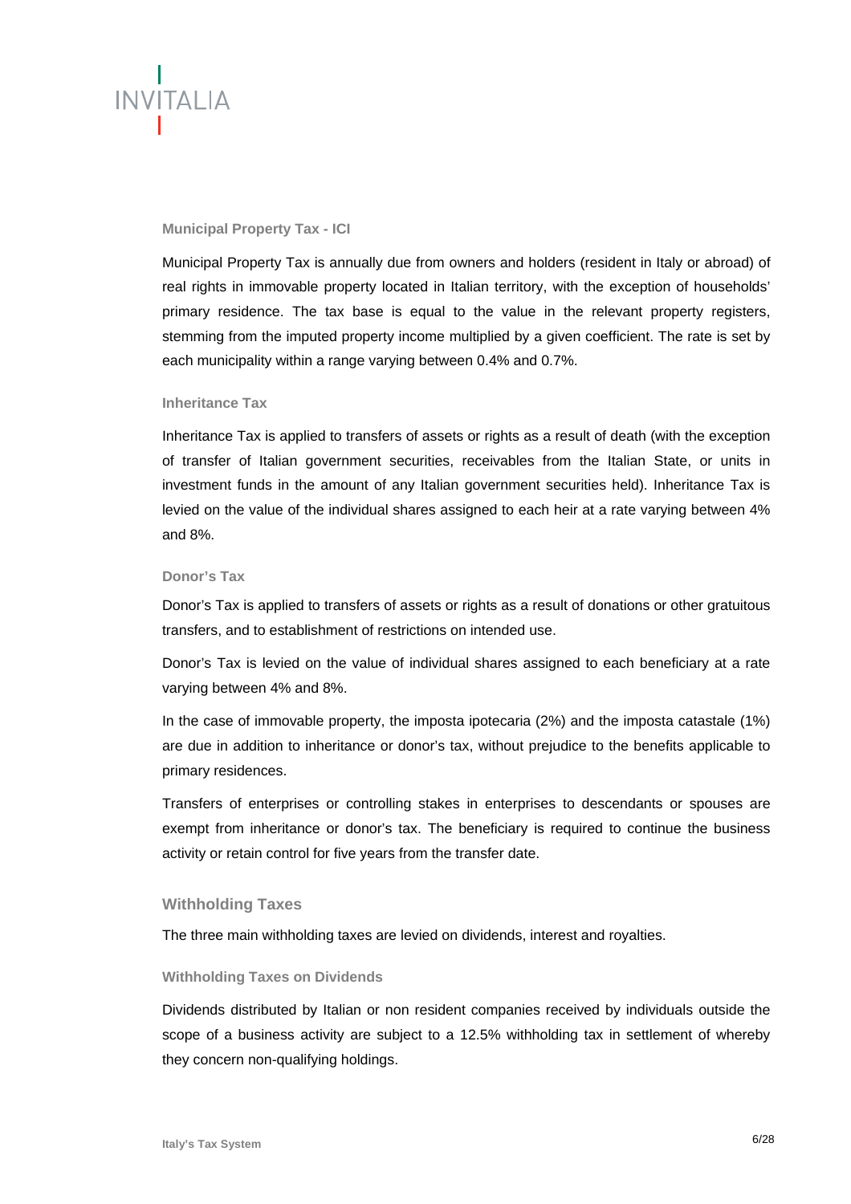### Municipal Property Tax - ICI

Municipal Property Tax is annually due from owners and holders (resident in Italy or abroad) of real rights in immovable property located in Italian territory, with the exception of households' primary residence. The tax base is equal to the value in the relevant property registers, stemming from the imputed property income multiplied by a given coefficient. The rate is set by each municipality within a range varying between 0.4% and 0.7%.

### Inheritance Tax

Inheritance Tax is applied to transfers of assets or rights as a result of death (with the exception of transfer of Italian government securities, receivables from the Italian State, or units in investment funds in the amount of any Italian government securities held). Inheritance Tax is levied on the value of the individual shares assigned to each heir at a rate varying between 4% and 8%.

### Donor's Tax

Donor's Tax is applied to transfers of assets or rights as a result of donations or other gratuitous transfers, and to establishment of restrictions on intended use.

Donor's Tax is levied on the value of individual shares assigned to each beneficiary at a rate varying between 4% and 8%.

In the case of immovable property, the imposta ipotecaria (2%) and the imposta catastale (1%) are due in addition to inheritance or donor's tax, without prejudice to the benefits applicable to primary residences.

Transfers of enterprises or controlling stakes in enterprises to descendants or spouses are exempt from inheritance or donor's tax. The beneficiary is required to continue the business activity or retain control for five years from the transfer date.

## Withholding Taxes

The three main withholding taxes are levied on dividends, interest and royalties.

### Withholding Taxes on Dividends

Dividends distributed by Italian or non resident companies received by individuals outside the scope of a business activity are subject to a 12.5% withholding tax in settlement of whereby they concern non-qualifying holdings.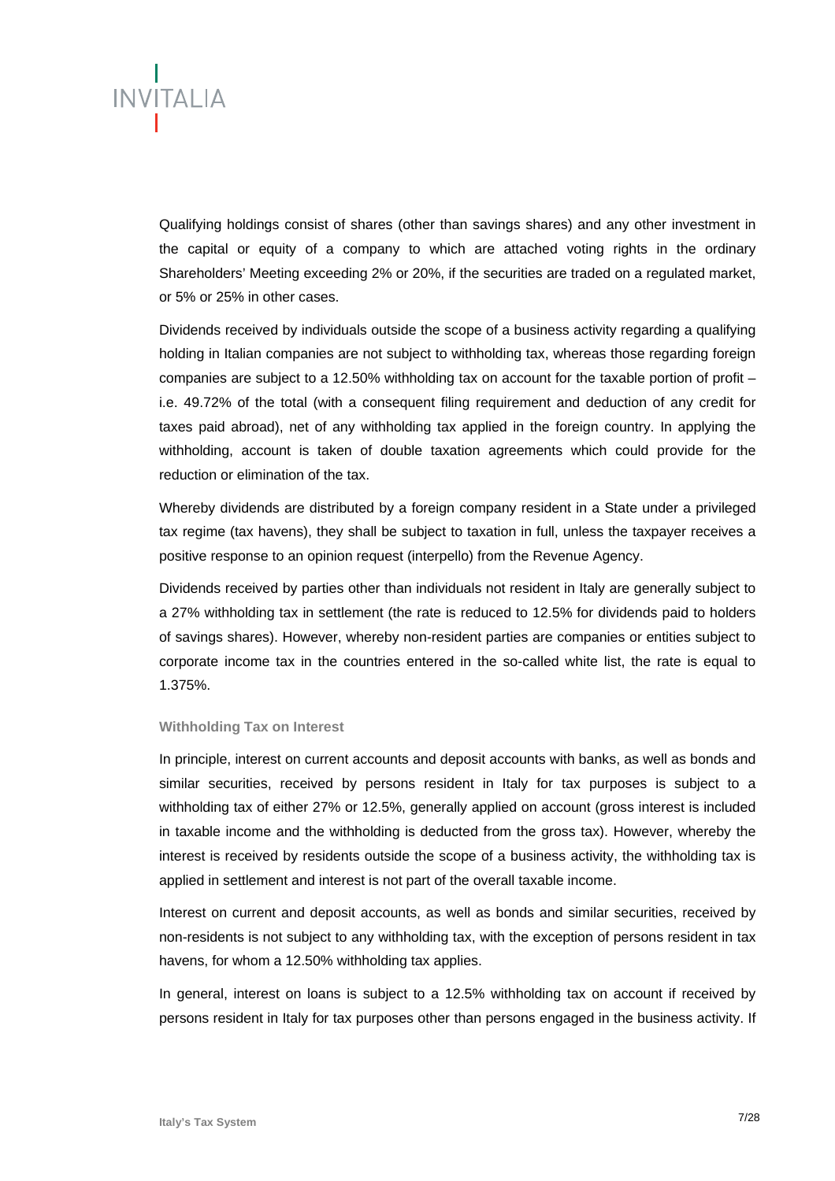Qualifying holdings consist of shares (other than savings shares) and any other investment in the capital or equity of a company to which are attached voting rights in the ordinary Shareholders' Meeting exceeding 2% or 20%, if the securities are traded on a regulated market, or 5% or 25% in other cases.

Dividends received by individuals outside the scope of a business activity regarding a qualifying holding in Italian companies are not subject to withholding tax, whereas those regarding foreign companies are subject to a 12.50% withholding tax on account for the taxable portion of profit – i.e. 49.72% of the total (with a consequent filing requirement and deduction of any credit for taxes paid abroad), net of any withholding tax applied in the foreign country. In applying the withholding, account is taken of double taxation agreements which could provide for the reduction or elimination of the tax.

Whereby dividends are distributed by a foreign company resident in a State under a privileged tax regime (tax havens), they shall be subject to taxation in full, unless the taxpayer receives a positive response to an opinion request (interpello) from the Revenue Agency.

Dividends received by parties other than individuals not resident in Italy are generally subject to a 27% withholding tax in settlement (the rate is reduced to 12.5% for dividends paid to holders of savings shares). However, whereby non-resident parties are companies or entities subject to corporate income tax in the countries entered in the so-called white list, the rate is equal to 1.375%.

#### Withholding Tax on Interest

In principle, interest on current accounts and deposit accounts with banks, as well as bonds and similar securities, received by persons resident in Italy for tax purposes is subject to a withholding tax of either 27% or 12.5%, generally applied on account (gross interest is included in taxable income and the withholding is deducted from the gross tax). However, whereby the interest is received by residents outside the scope of a business activity, the withholding tax is applied in settlement and interest is not part of the overall taxable income.

Interest on current and deposit accounts, as well as bonds and similar securities, received by non-residents is not subject to any withholding tax, with the exception of persons resident in tax havens, for whom a 12.50% withholding tax applies.

In general, interest on loans is subject to a 12.5% withholding tax on account if received by persons resident in Italy for tax purposes other than persons engaged in the business activity. If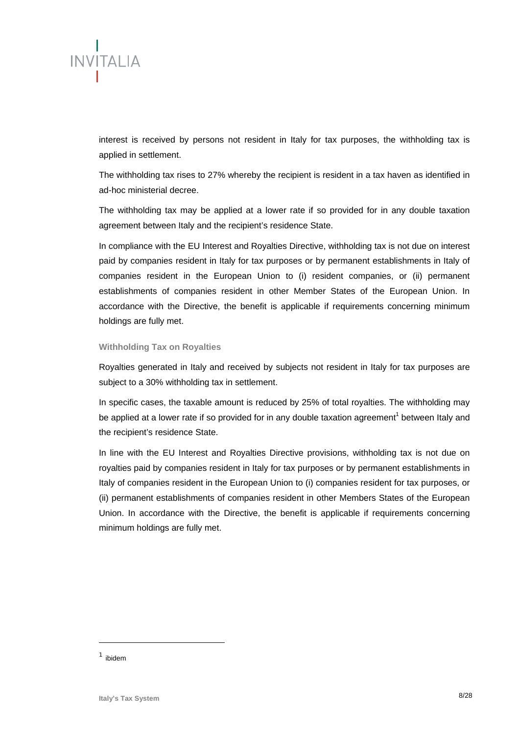interest is received by persons not resident in Italy for tax purposes, the withholding tax is applied in settlement.

The withholding tax rises to 27% whereby the recipient is resident in a tax haven as identified in ad-hoc ministerial decree.

The withholding tax may be applied at a lower rate if so provided for in any double taxation agreement between Italy and the recipient's residence State.

In compliance with the EU Interest and Royalties Directive, withholding tax is not due on interest paid by companies resident in Italy for tax purposes or by permanent establishments in Italy of companies resident in the European Union to (i) resident companies, or (ii) permanent establishments of companies resident in other Member States of the European Union. In accordance with the Directive, the benefit is applicable if requirements concerning minimum holdings are fully met.

### Withholding Tax on Royalties

Royalties generated in Italy and received by subjects not resident in Italy for tax purposes are subject to a 30% withholding tax in settlement.

In specific cases, the taxable amount is reduced by 25% of total royalties. The withholding may be applied at a lower rate if so provided for in any double taxation agreement[1] between Italy and the recipient's residence State.

In line with the EU Interest and Royalties Directive provisions, withholding tax is not due on royalties paid by companies resident in Italy for tax purposes or by permanent establishments in Italy of companies resident in the European Union to (i) companies resident for tax purposes, or (ii) permanent establishments of companies resident in other Members States of the European Union. In accordance with the Directive, the benefit is applicable if requirements concerning minimum holdings are fully met.

---

[1] ibidem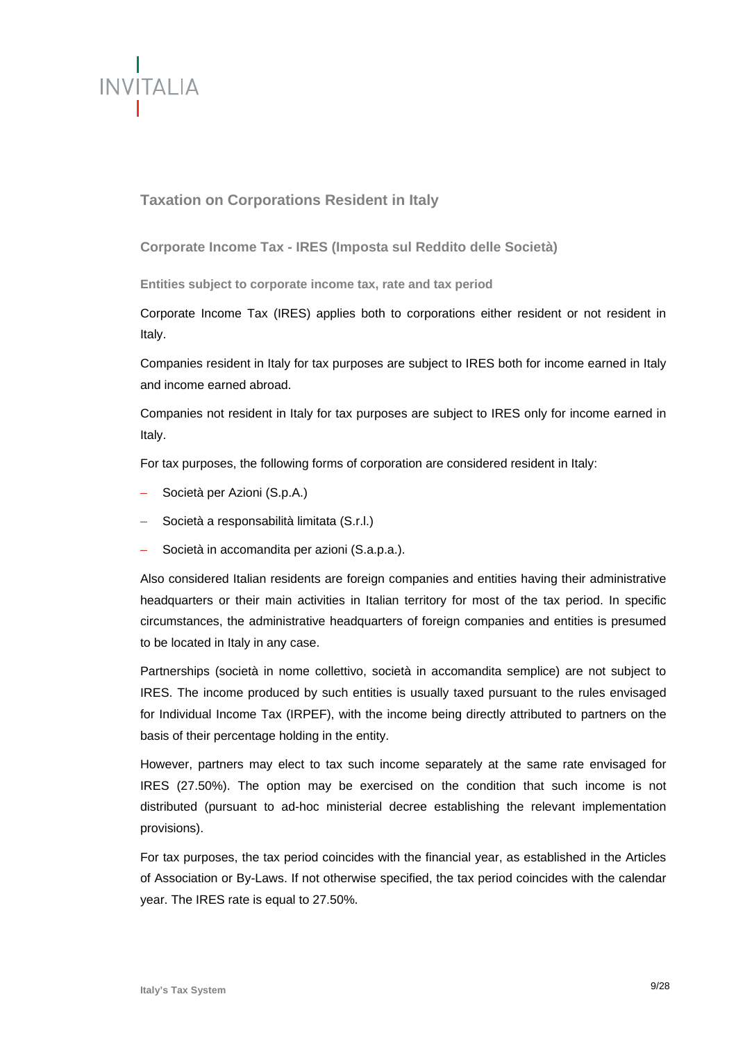## Taxation on Corporations Resident in Italy

### Corporate Income Tax - IRES (Imposta sul Reddito delle Società)

#### Entities subject to corporate income tax, rate and tax period

Corporate Income Tax (IRES) applies both to corporations either resident or not resident in Italy.

Companies resident in Italy for tax purposes are subject to IRES both for income earned in Italy and income earned abroad.

Companies not resident in Italy for tax purposes are subject to IRES only for income earned in Italy.

For tax purposes, the following forms of corporation are considered resident in Italy:

- Società per Azioni (S.p.A.)
- Società a responsabilità limitata (S.r.l.)
- Società in accomandita per azioni (S.a.p.a.).

Also considered Italian residents are foreign companies and entities having their administrative headquarters or their main activities in Italian territory for most of the tax period. In specific circumstances, the administrative headquarters of foreign companies and entities is presumed to be located in Italy in any case.

Partnerships (società in nome collettivo, società in accomandita semplice) are not subject to IRES. The income produced by such entities is usually taxed pursuant to the rules envisaged for Individual Income Tax (IRPEF), with the income being directly attributed to partners on the basis of their percentage holding in the entity.

However, partners may elect to tax such income separately at the same rate envisaged for IRES (27.50%). The option may be exercised on the condition that such income is not distributed (pursuant to ad-hoc ministerial decree establishing the relevant implementation provisions).

For tax purposes, the tax period coincides with the financial year, as established in the Articles of Association or By-Laws. If not otherwise specified, the tax period coincides with the calendar year. The IRES rate is equal to 27.50%.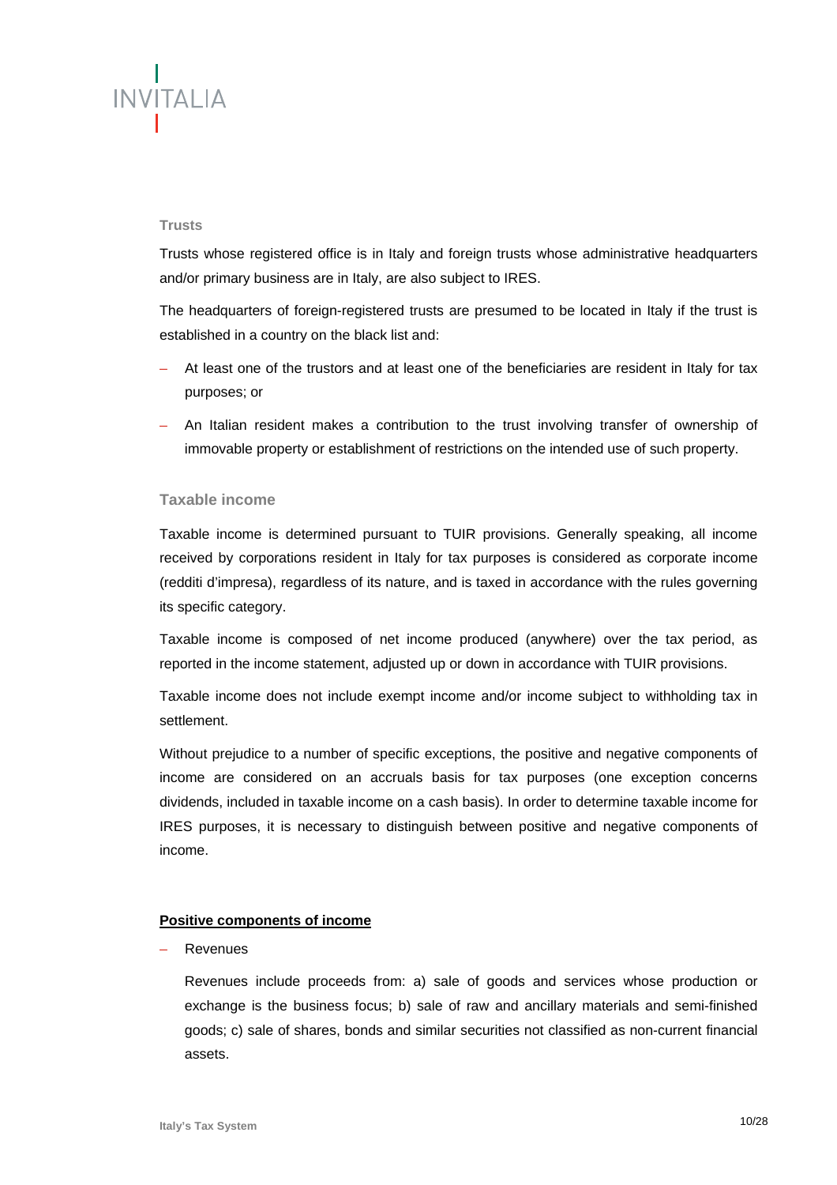### Trusts

Trusts whose registered office is in Italy and foreign trusts whose administrative headquarters and/or primary business are in Italy, are also subject to IRES.

The headquarters of foreign-registered trusts are presumed to be located in Italy if the trust is established in a country on the black list and:

- At least one of the trustors and at least one of the beneficiaries are resident in Italy for tax purposes; or
- An Italian resident makes a contribution to the trust involving transfer of ownership of immovable property or establishment of restrictions on the intended use of such property.

### Taxable income

Taxable income is determined pursuant to TUIR provisions. Generally speaking, all income received by corporations resident in Italy for tax purposes is considered as corporate income (redditi d'impresa), regardless of its nature, and is taxed in accordance with the rules governing its specific category.

Taxable income is composed of net income produced (anywhere) over the tax period, as reported in the income statement, adjusted up or down in accordance with TUIR provisions.

Taxable income does not include exempt income and/or income subject to withholding tax in settlement.

Without prejudice to a number of specific exceptions, the positive and negative components of income are considered on an accruals basis for tax purposes (one exception concerns dividends, included in taxable income on a cash basis). In order to determine taxable income for IRES purposes, it is necessary to distinguish between positive and negative components of income.

**Positive components of income**

- Revenues

  Revenues include proceeds from: a) sale of goods and services whose production or exchange is the business focus; b) sale of raw and ancillary materials and semi-finished goods; c) sale of shares, bonds and similar securities not classified as non-current financial assets.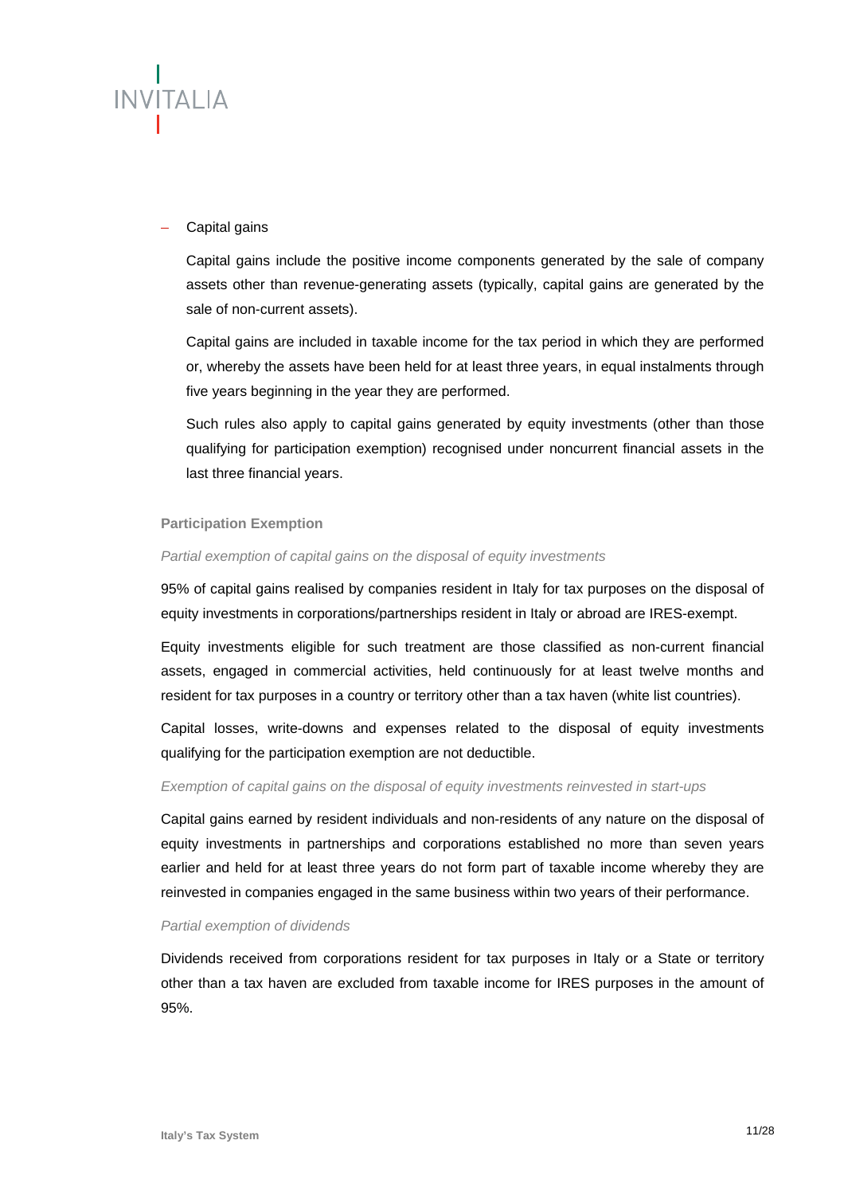- Capital gains

  Capital gains include the positive income components generated by the sale of company assets other than revenue-generating assets (typically, capital gains are generated by the sale of non-current assets).

  Capital gains are included in taxable income for the tax period in which they are performed or, whereby the assets have been held for at least three years, in equal instalments through five years beginning in the year they are performed.

  Such rules also apply to capital gains generated by equity investments (other than those qualifying for participation exemption) recognised under noncurrent financial assets in the last three financial years.

**Participation Exemption**

*Partial exemption of capital gains on the disposal of equity investments*

95% of capital gains realised by companies resident in Italy for tax purposes on the disposal of equity investments in corporations/partnerships resident in Italy or abroad are IRES-exempt.

Equity investments eligible for such treatment are those classified as non-current financial assets, engaged in commercial activities, held continuously for at least twelve months and resident for tax purposes in a country or territory other than a tax haven (white list countries).

Capital losses, write-downs and expenses related to the disposal of equity investments qualifying for the participation exemption are not deductible.

*Exemption of capital gains on the disposal of equity investments reinvested in start-ups*

Capital gains earned by resident individuals and non-residents of any nature on the disposal of equity investments in partnerships and corporations established no more than seven years earlier and held for at least three years do not form part of taxable income whereby they are reinvested in companies engaged in the same business within two years of their performance.

*Partial exemption of dividends*

Dividends received from corporations resident for tax purposes in Italy or a State or territory other than a tax haven are excluded from taxable income for IRES purposes in the amount of 95%.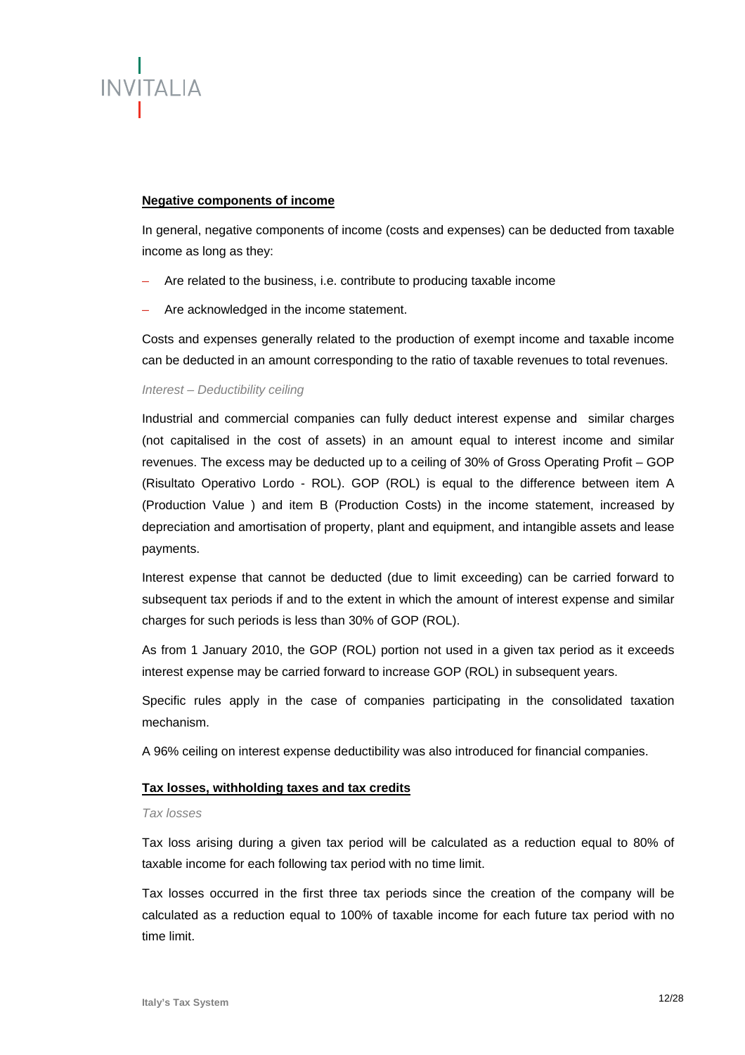**Negative components of income**

In general, negative components of income (costs and expenses) can be deducted from taxable income as long as they:

- Are related to the business, i.e. contribute to producing taxable income
- Are acknowledged in the income statement.

Costs and expenses generally related to the production of exempt income and taxable income can be deducted in an amount corresponding to the ratio of taxable revenues to total revenues.

*Interest – Deductibility ceiling*

Industrial and commercial companies can fully deduct interest expense and similar charges (not capitalised in the cost of assets) in an amount equal to interest income and similar revenues. The excess may be deducted up to a ceiling of 30% of Gross Operating Profit – GOP (Risultato Operativo Lordo - ROL). GOP (ROL) is equal to the difference between item A (Production Value ) and item B (Production Costs) in the income statement, increased by depreciation and amortisation of property, plant and equipment, and intangible assets and lease payments.

Interest expense that cannot be deducted (due to limit exceeding) can be carried forward to subsequent tax periods if and to the extent in which the amount of interest expense and similar charges for such periods is less than 30% of GOP (ROL).

As from 1 January 2010, the GOP (ROL) portion not used in a given tax period as it exceeds interest expense may be carried forward to increase GOP (ROL) in subsequent years.

Specific rules apply in the case of companies participating in the consolidated taxation mechanism.

A 96% ceiling on interest expense deductibility was also introduced for financial companies.

**Tax losses, withholding taxes and tax credits**

*Tax losses*

Tax loss arising during a given tax period will be calculated as a reduction equal to 80% of taxable income for each following tax period with no time limit.

Tax losses occurred in the first three tax periods since the creation of the company will be calculated as a reduction equal to 100% of taxable income for each future tax period with no time limit.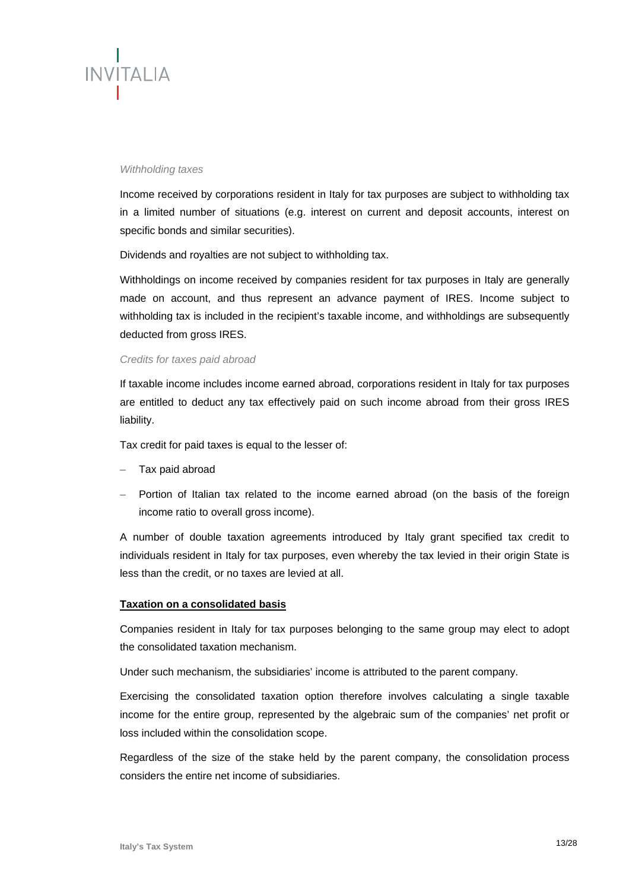*Withholding taxes*

Income received by corporations resident in Italy for tax purposes are subject to withholding tax in a limited number of situations (e.g. interest on current and deposit accounts, interest on specific bonds and similar securities).

Dividends and royalties are not subject to withholding tax.

Withholdings on income received by companies resident for tax purposes in Italy are generally made on account, and thus represent an advance payment of IRES. Income subject to withholding tax is included in the recipient's taxable income, and withholdings are subsequently deducted from gross IRES.

*Credits for taxes paid abroad*

If taxable income includes income earned abroad, corporations resident in Italy for tax purposes are entitled to deduct any tax effectively paid on such income abroad from their gross IRES liability.

Tax credit for paid taxes is equal to the lesser of:

- Tax paid abroad
- Portion of Italian tax related to the income earned abroad (on the basis of the foreign income ratio to overall gross income).

A number of double taxation agreements introduced by Italy grant specified tax credit to individuals resident in Italy for tax purposes, even whereby the tax levied in their origin State is less than the credit, or no taxes are levied at all.

**<u>Taxation on a consolidated basis</u>**

Companies resident in Italy for tax purposes belonging to the same group may elect to adopt the consolidated taxation mechanism.

Under such mechanism, the subsidiaries' income is attributed to the parent company.

Exercising the consolidated taxation option therefore involves calculating a single taxable income for the entire group, represented by the algebraic sum of the companies' net profit or loss included within the consolidation scope.

Regardless of the size of the stake held by the parent company, the consolidation process considers the entire net income of subsidiaries.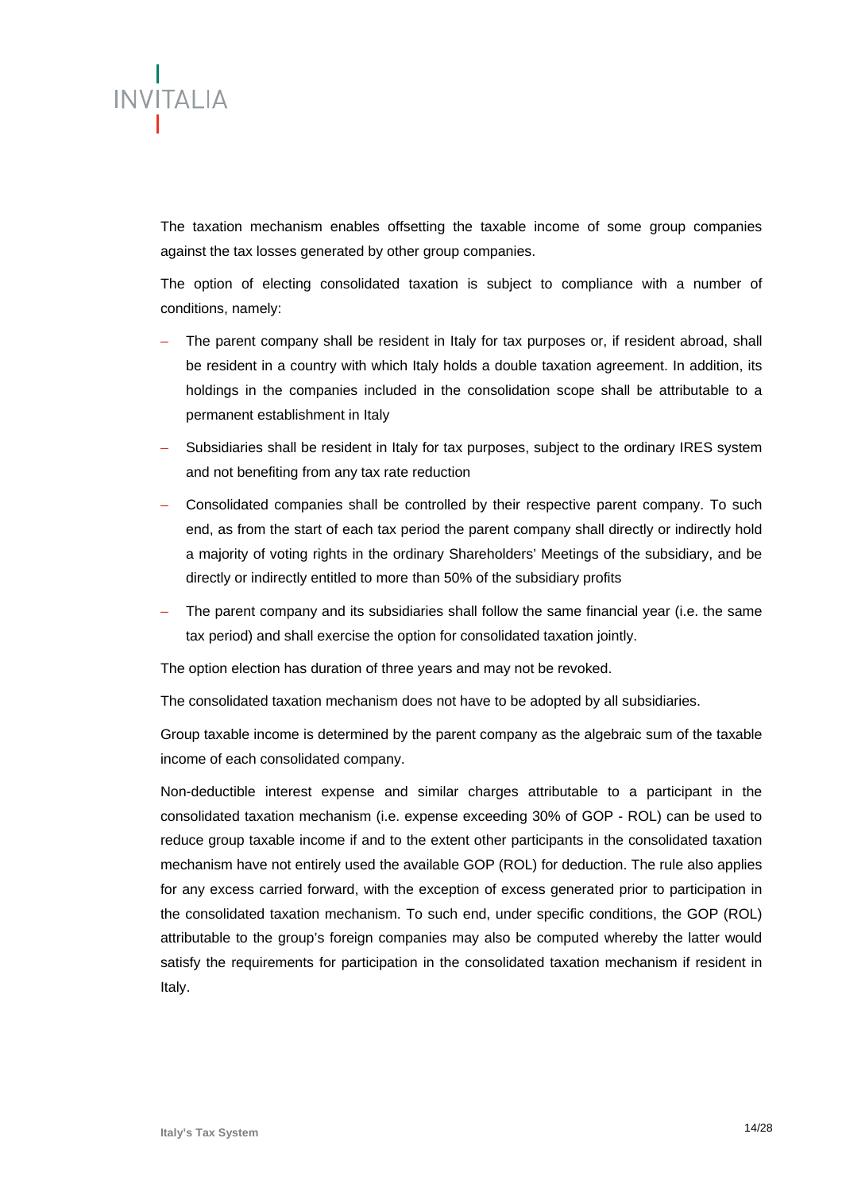The taxation mechanism enables offsetting the taxable income of some group companies against the tax losses generated by other group companies.

The option of electing consolidated taxation is subject to compliance with a number of conditions, namely:

- The parent company shall be resident in Italy for tax purposes or, if resident abroad, shall be resident in a country with which Italy holds a double taxation agreement. In addition, its holdings in the companies included in the consolidation scope shall be attributable to a permanent establishment in Italy
- Subsidiaries shall be resident in Italy for tax purposes, subject to the ordinary IRES system and not benefiting from any tax rate reduction
- Consolidated companies shall be controlled by their respective parent company. To such end, as from the start of each tax period the parent company shall directly or indirectly hold a majority of voting rights in the ordinary Shareholders' Meetings of the subsidiary, and be directly or indirectly entitled to more than 50% of the subsidiary profits
- The parent company and its subsidiaries shall follow the same financial year (i.e. the same tax period) and shall exercise the option for consolidated taxation jointly.

The option election has duration of three years and may not be revoked.

The consolidated taxation mechanism does not have to be adopted by all subsidiaries.

Group taxable income is determined by the parent company as the algebraic sum of the taxable income of each consolidated company.

Non-deductible interest expense and similar charges attributable to a participant in the consolidated taxation mechanism (i.e. expense exceeding 30% of GOP - ROL) can be used to reduce group taxable income if and to the extent other participants in the consolidated taxation mechanism have not entirely used the available GOP (ROL) for deduction. The rule also applies for any excess carried forward, with the exception of excess generated prior to participation in the consolidated taxation mechanism. To such end, under specific conditions, the GOP (ROL) attributable to the group's foreign companies may also be computed whereby the latter would satisfy the requirements for participation in the consolidated taxation mechanism if resident in Italy.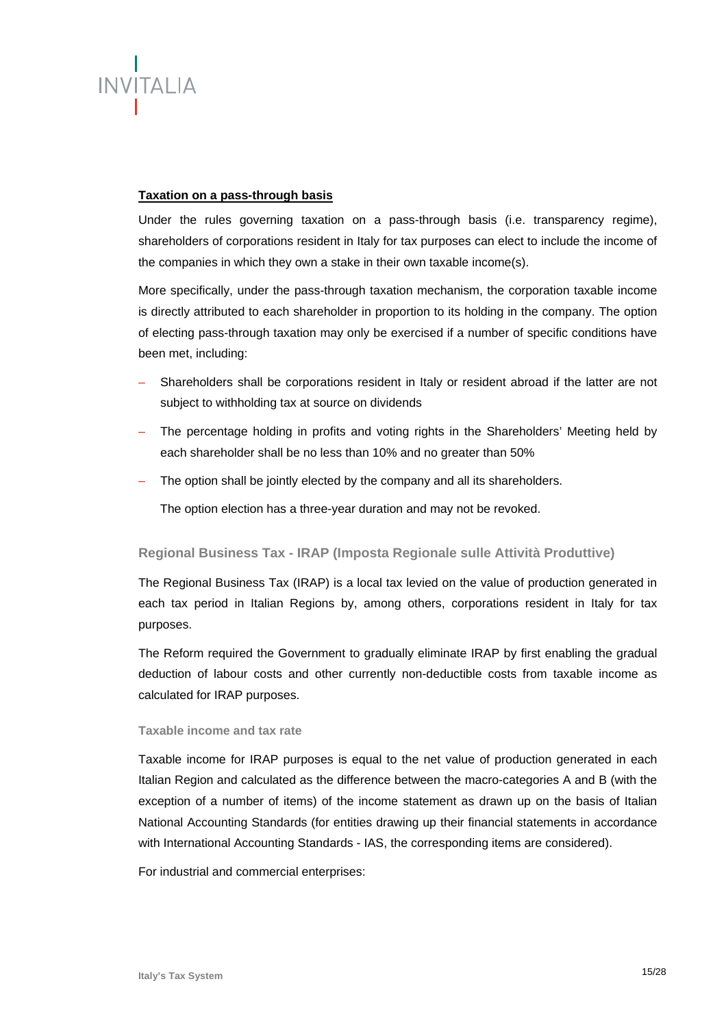**Taxation on a pass-through basis**

Under the rules governing taxation on a pass-through basis (i.e. transparency regime), shareholders of corporations resident in Italy for tax purposes can elect to include the income of the companies in which they own a stake in their own taxable income(s).

More specifically, under the pass-through taxation mechanism, the corporation taxable income is directly attributed to each shareholder in proportion to its holding in the company. The option of electing pass-through taxation may only be exercised if a number of specific conditions have been met, including:

- Shareholders shall be corporations resident in Italy or resident abroad if the latter are not subject to withholding tax at source on dividends
- The percentage holding in profits and voting rights in the Shareholders' Meeting held by each shareholder shall be no less than 10% and no greater than 50%
- The option shall be jointly elected by the company and all its shareholders.

  The option election has a three-year duration and may not be revoked.

## Regional Business Tax - IRAP (Imposta Regionale sulle Attività Produttive)

The Regional Business Tax (IRAP) is a local tax levied on the value of production generated in each tax period in Italian Regions by, among others, corporations resident in Italy for tax purposes.

The Reform required the Government to gradually eliminate IRAP by first enabling the gradual deduction of labour costs and other currently non-deductible costs from taxable income as calculated for IRAP purposes.

### Taxable income and tax rate

Taxable income for IRAP purposes is equal to the net value of production generated in each Italian Region and calculated as the difference between the macro-categories A and B (with the exception of a number of items) of the income statement as drawn up on the basis of Italian National Accounting Standards (for entities drawing up their financial statements in accordance with International Accounting Standards - IAS, the corresponding items are considered).

For industrial and commercial enterprises: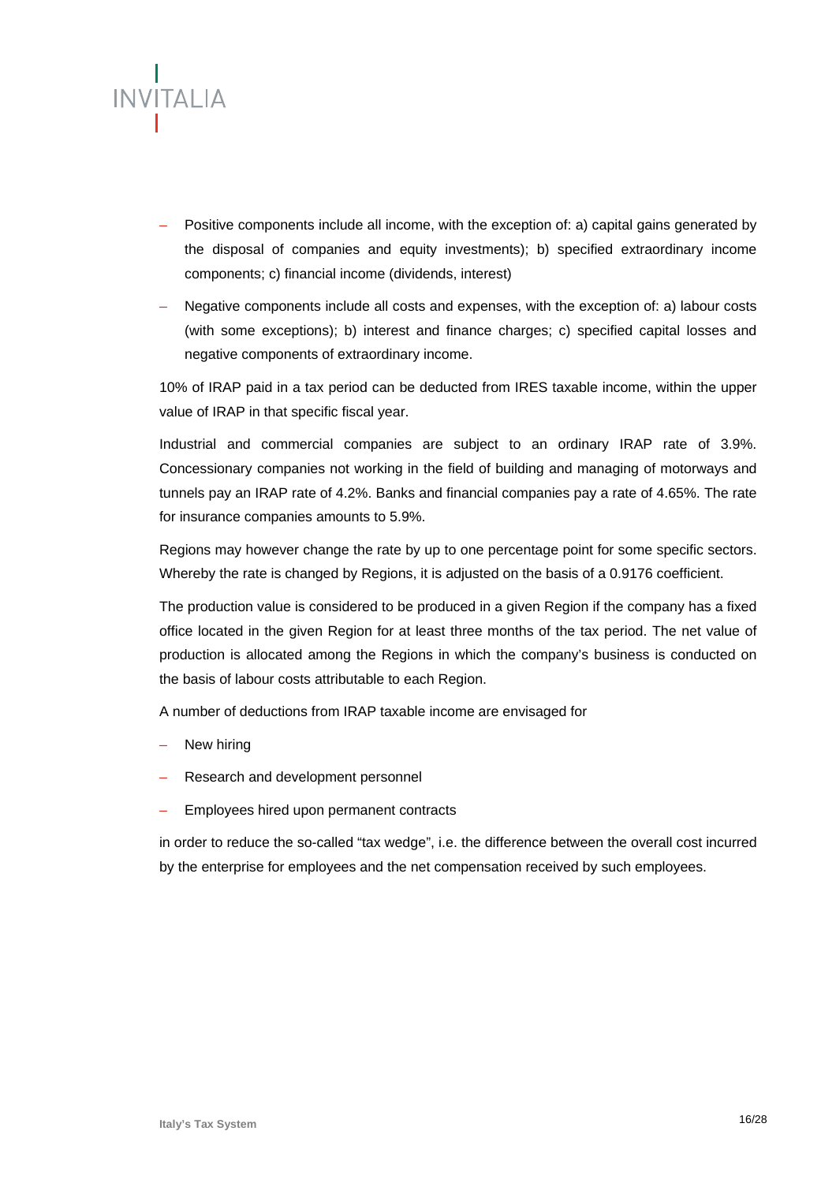- Positive components include all income, with the exception of: a) capital gains generated by the disposal of companies and equity investments); b) specified extraordinary income components; c) financial income (dividends, interest)
- Negative components include all costs and expenses, with the exception of: a) labour costs (with some exceptions); b) interest and finance charges; c) specified capital losses and negative components of extraordinary income.

10% of IRAP paid in a tax period can be deducted from IRES taxable income, within the upper value of IRAP in that specific fiscal year.

Industrial and commercial companies are subject to an ordinary IRAP rate of 3.9%. Concessionary companies not working in the field of building and managing of motorways and tunnels pay an IRAP rate of 4.2%. Banks and financial companies pay a rate of 4.65%. The rate for insurance companies amounts to 5.9%.

Regions may however change the rate by up to one percentage point for some specific sectors. Whereby the rate is changed by Regions, it is adjusted on the basis of a 0.9176 coefficient.

The production value is considered to be produced in a given Region if the company has a fixed office located in the given Region for at least three months of the tax period. The net value of production is allocated among the Regions in which the company's business is conducted on the basis of labour costs attributable to each Region.

A number of deductions from IRAP taxable income are envisaged for

- New hiring
- Research and development personnel
- Employees hired upon permanent contracts

in order to reduce the so-called "tax wedge", i.e. the difference between the overall cost incurred by the enterprise for employees and the net compensation received by such employees.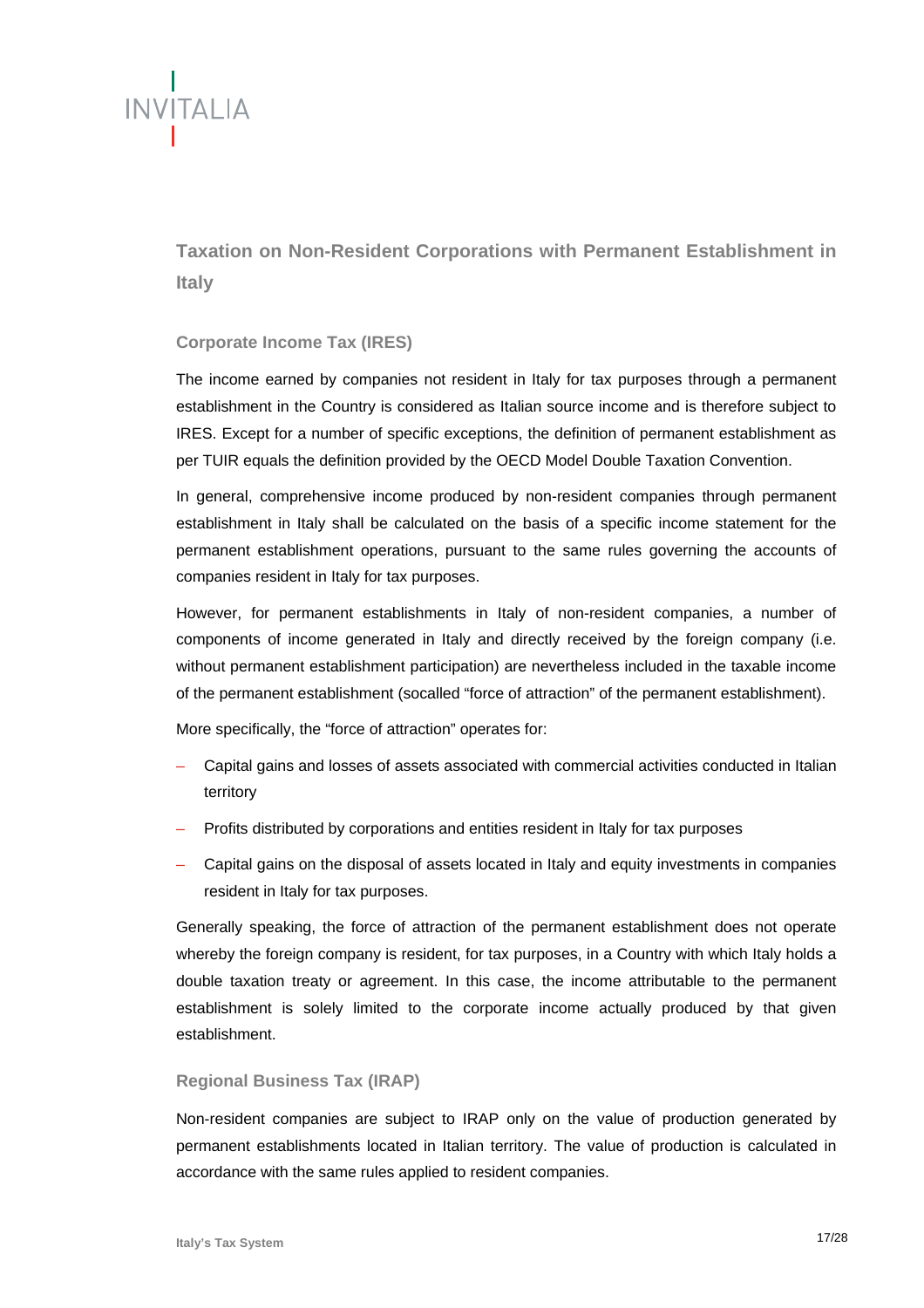## Taxation on Non-Resident Corporations with Permanent Establishment in Italy

### Corporate Income Tax (IRES)

The income earned by companies not resident in Italy for tax purposes through a permanent establishment in the Country is considered as Italian source income and is therefore subject to IRES. Except for a number of specific exceptions, the definition of permanent establishment as per TUIR equals the definition provided by the OECD Model Double Taxation Convention.

In general, comprehensive income produced by non-resident companies through permanent establishment in Italy shall be calculated on the basis of a specific income statement for the permanent establishment operations, pursuant to the same rules governing the accounts of companies resident in Italy for tax purposes.

However, for permanent establishments in Italy of non-resident companies, a number of components of income generated in Italy and directly received by the foreign company (i.e. without permanent establishment participation) are nevertheless included in the taxable income of the permanent establishment (socalled "force of attraction" of the permanent establishment).

More specifically, the "force of attraction" operates for:

- Capital gains and losses of assets associated with commercial activities conducted in Italian territory
- Profits distributed by corporations and entities resident in Italy for tax purposes
- Capital gains on the disposal of assets located in Italy and equity investments in companies resident in Italy for tax purposes.

Generally speaking, the force of attraction of the permanent establishment does not operate whereby the foreign company is resident, for tax purposes, in a Country with which Italy holds a double taxation treaty or agreement. In this case, the income attributable to the permanent establishment is solely limited to the corporate income actually produced by that given establishment.

### Regional Business Tax (IRAP)

Non-resident companies are subject to IRAP only on the value of production generated by permanent establishments located in Italian territory. The value of production is calculated in accordance with the same rules applied to resident companies.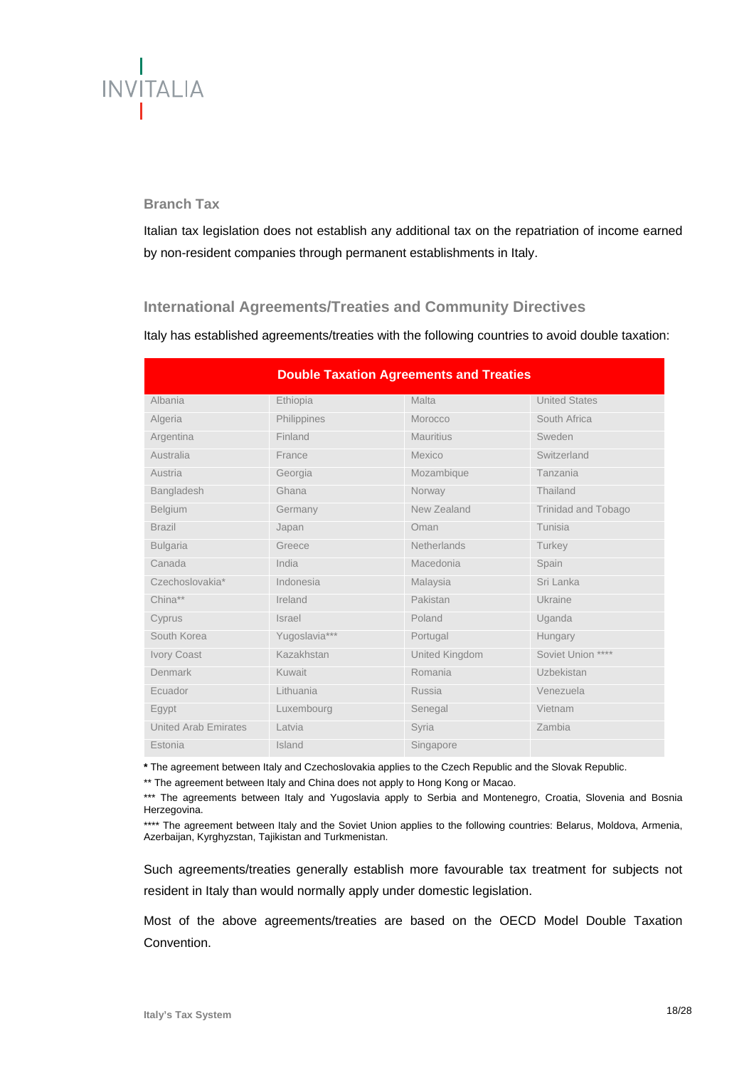### Branch Tax

Italian tax legislation does not establish any additional tax on the repatriation of income earned by non-resident companies through permanent establishments in Italy.

### International Agreements/Treaties and Community Directives

Italy has established agreements/treaties with the following countries to avoid double taxation:

| Double Taxation Agreements and Treaties | | | |
|---|---|---|---|
| Albania | Ethiopia | Malta | United States |
| Algeria | Philippines | Morocco | South Africa |
| Argentina | Finland | Mauritius | Sweden |
| Australia | France | Mexico | Switzerland |
| Austria | Georgia | Mozambique | Tanzania |
| Bangladesh | Ghana | Norway | Thailand |
| Belgium | Germany | New Zealand | Trinidad and Tobago |
| Brazil | Japan | Oman | Tunisia |
| Bulgaria | Greece | Netherlands | Turkey |
| Canada | India | Macedonia | Spain |
| Czechoslovakia* | Indonesia | Malaysia | Sri Lanka |
| China** | Ireland | Pakistan | Ukraine |
| Cyprus | Israel | Poland | Uganda |
| South Korea | Yugoslavia*** | Portugal | Hungary |
| Ivory Coast | Kazakhstan | United Kingdom | Soviet Union **** |
| Denmark | Kuwait | Romania | Uzbekistan |
| Ecuador | Lithuania | Russia | Venezuela |
| Egypt | Luxembourg | Senegal | Vietnam |
| United Arab Emirates | Latvia | Syria | Zambia |
| Estonia | Island | Singapore | |

**\*** The agreement between Italy and Czechoslovakia applies to the Czech Republic and the Slovak Republic.

** The agreement between Italy and China does not apply to Hong Kong or Macao.

*** The agreements between Italy and Yugoslavia apply to Serbia and Montenegro, Croatia, Slovenia and Bosnia Herzegovina.

**** The agreement between Italy and the Soviet Union applies to the following countries: Belarus, Moldova, Armenia, Azerbaijan, Kyrghyzstan, Tajikistan and Turkmenistan.

Such agreements/treaties generally establish more favourable tax treatment for subjects not resident in Italy than would normally apply under domestic legislation.

Most of the above agreements/treaties are based on the OECD Model Double Taxation Convention.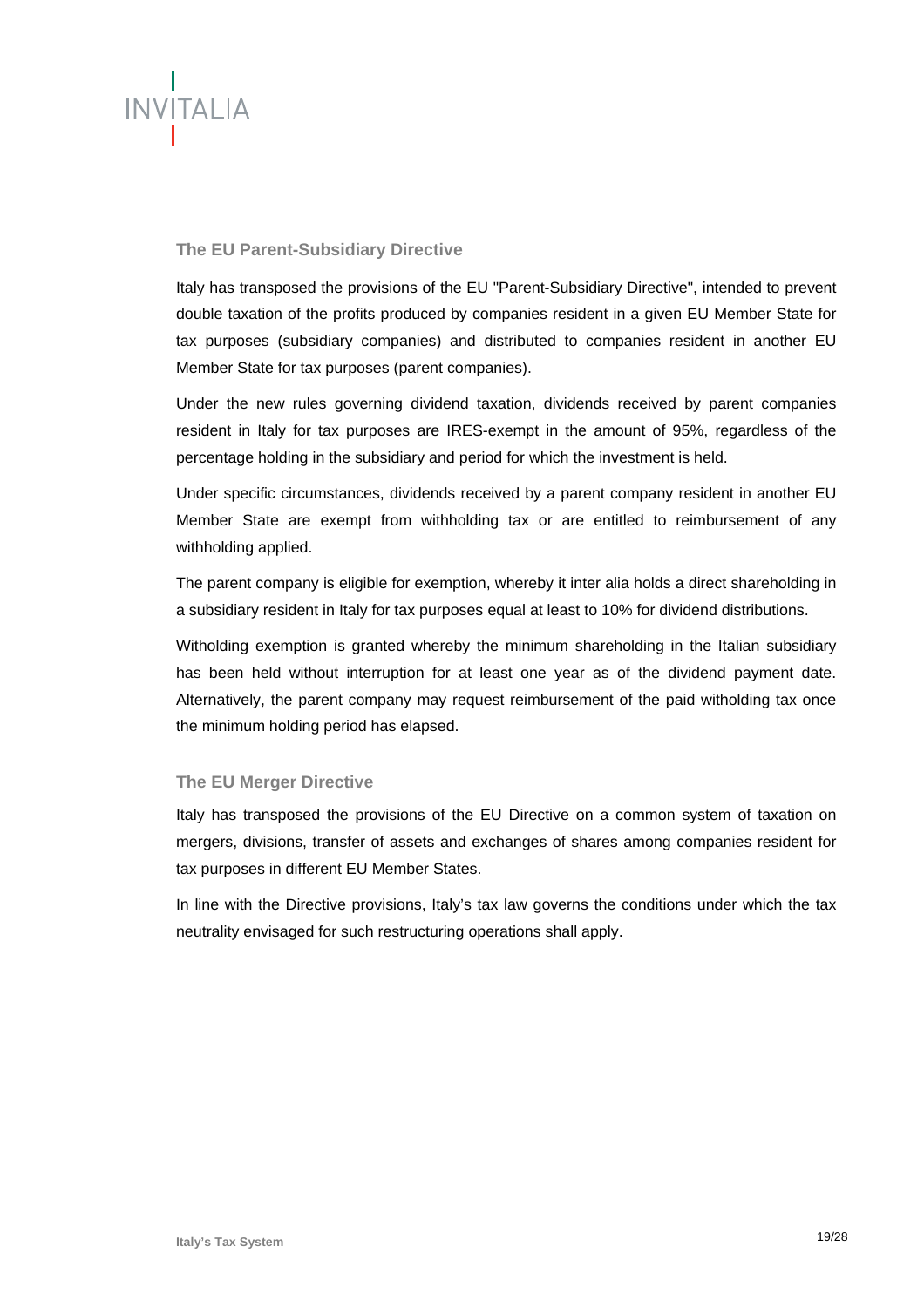### The EU Parent-Subsidiary Directive

Italy has transposed the provisions of the EU "Parent-Subsidiary Directive", intended to prevent double taxation of the profits produced by companies resident in a given EU Member State for tax purposes (subsidiary companies) and distributed to companies resident in another EU Member State for tax purposes (parent companies).

Under the new rules governing dividend taxation, dividends received by parent companies resident in Italy for tax purposes are IRES-exempt in the amount of 95%, regardless of the percentage holding in the subsidiary and period for which the investment is held.

Under specific circumstances, dividends received by a parent company resident in another EU Member State are exempt from withholding tax or are entitled to reimbursement of any withholding applied.

The parent company is eligible for exemption, whereby it inter alia holds a direct shareholding in a subsidiary resident in Italy for tax purposes equal at least to 10% for dividend distributions.

Witholding exemption is granted whereby the minimum shareholding in the Italian subsidiary has been held without interruption for at least one year as of the dividend payment date. Alternatively, the parent company may request reimbursement of the paid witholding tax once the minimum holding period has elapsed.

### The EU Merger Directive

Italy has transposed the provisions of the EU Directive on a common system of taxation on mergers, divisions, transfer of assets and exchanges of shares among companies resident for tax purposes in different EU Member States.

In line with the Directive provisions, Italy's tax law governs the conditions under which the tax neutrality envisaged for such restructuring operations shall apply.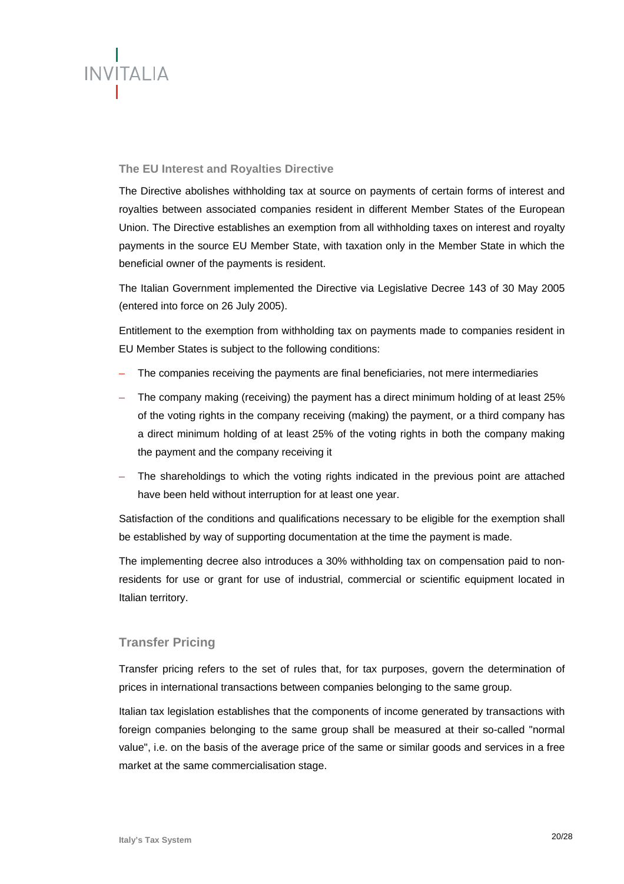### The EU Interest and Royalties Directive

The Directive abolishes withholding tax at source on payments of certain forms of interest and royalties between associated companies resident in different Member States of the European Union. The Directive establishes an exemption from all withholding taxes on interest and royalty payments in the source EU Member State, with taxation only in the Member State in which the beneficial owner of the payments is resident.

The Italian Government implemented the Directive via Legislative Decree 143 of 30 May 2005 (entered into force on 26 July 2005).

Entitlement to the exemption from withholding tax on payments made to companies resident in EU Member States is subject to the following conditions:

- The companies receiving the payments are final beneficiaries, not mere intermediaries
- The company making (receiving) the payment has a direct minimum holding of at least 25% of the voting rights in the company receiving (making) the payment, or a third company has a direct minimum holding of at least 25% of the voting rights in both the company making the payment and the company receiving it
- The shareholdings to which the voting rights indicated in the previous point are attached have been held without interruption for at least one year.

Satisfaction of the conditions and qualifications necessary to be eligible for the exemption shall be established by way of supporting documentation at the time the payment is made.

The implementing decree also introduces a 30% withholding tax on compensation paid to non-residents for use or grant for use of industrial, commercial or scientific equipment located in Italian territory.

## Transfer Pricing

Transfer pricing refers to the set of rules that, for tax purposes, govern the determination of prices in international transactions between companies belonging to the same group.

Italian tax legislation establishes that the components of income generated by transactions with foreign companies belonging to the same group shall be measured at their so-called "normal value", i.e. on the basis of the average price of the same or similar goods and services in a free market at the same commercialisation stage.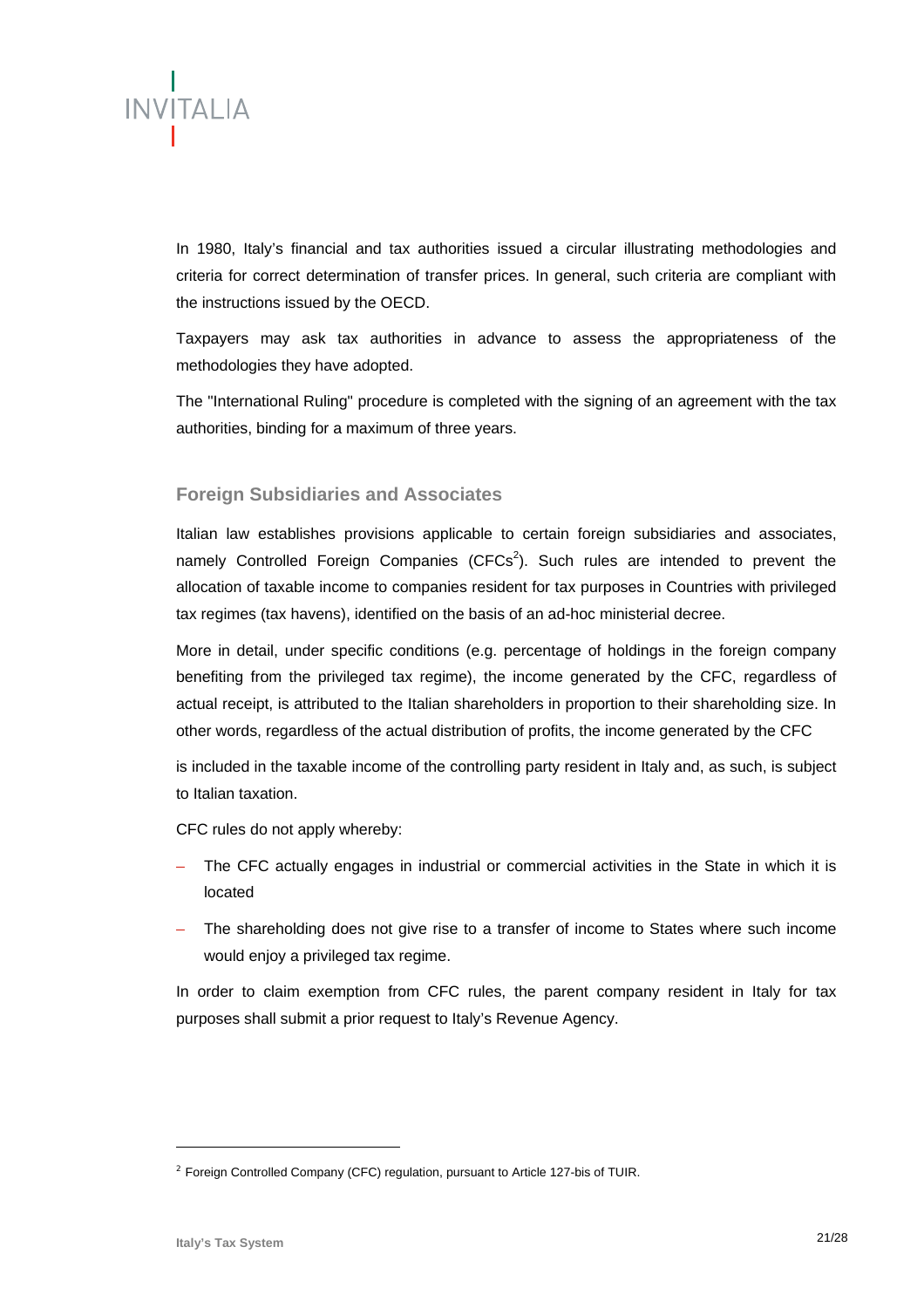In 1980, Italy's financial and tax authorities issued a circular illustrating methodologies and criteria for correct determination of transfer prices. In general, such criteria are compliant with the instructions issued by the OECD.

Taxpayers may ask tax authorities in advance to assess the appropriateness of the methodologies they have adopted.

The "International Ruling" procedure is completed with the signing of an agreement with the tax authorities, binding for a maximum of three years.

## Foreign Subsidiaries and Associates

Italian law establishes provisions applicable to certain foreign subsidiaries and associates, namely Controlled Foreign Companies (CFCs[2]). Such rules are intended to prevent the allocation of taxable income to companies resident for tax purposes in Countries with privileged tax regimes (tax havens), identified on the basis of an ad-hoc ministerial decree.

More in detail, under specific conditions (e.g. percentage of holdings in the foreign company benefiting from the privileged tax regime), the income generated by the CFC, regardless of actual receipt, is attributed to the Italian shareholders in proportion to their shareholding size. In other words, regardless of the actual distribution of profits, the income generated by the CFC

is included in the taxable income of the controlling party resident in Italy and, as such, is subject to Italian taxation.

CFC rules do not apply whereby:

- The CFC actually engages in industrial or commercial activities in the State in which it is located
- The shareholding does not give rise to a transfer of income to States where such income would enjoy a privileged tax regime.

In order to claim exemption from CFC rules, the parent company resident in Italy for tax purposes shall submit a prior request to Italy's Revenue Agency.

[2] Foreign Controlled Company (CFC) regulation, pursuant to Article 127-bis of TUIR.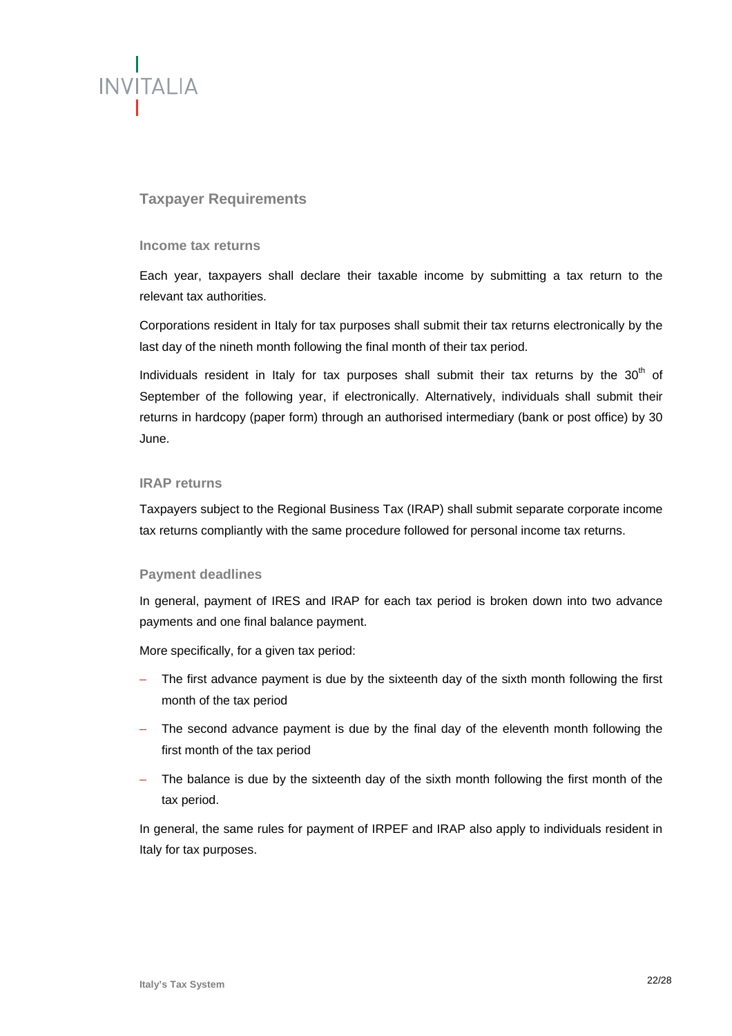## Taxpayer Requirements

### Income tax returns

Each year, taxpayers shall declare their taxable income by submitting a tax return to the relevant tax authorities.

Corporations resident in Italy for tax purposes shall submit their tax returns electronically by the last day of the nineth month following the final month of their tax period.

Individuals resident in Italy for tax purposes shall submit their tax returns by the 30th of September of the following year, if electronically. Alternatively, individuals shall submit their returns in hardcopy (paper form) through an authorised intermediary (bank or post office) by 30 June.

### IRAP returns

Taxpayers subject to the Regional Business Tax (IRAP) shall submit separate corporate income tax returns compliantly with the same procedure followed for personal income tax returns.

### Payment deadlines

In general, payment of IRES and IRAP for each tax period is broken down into two advance payments and one final balance payment.

More specifically, for a given tax period:

- The first advance payment is due by the sixteenth day of the sixth month following the first month of the tax period
- The second advance payment is due by the final day of the eleventh month following the first month of the tax period
- The balance is due by the sixteenth day of the sixth month following the first month of the tax period.

In general, the same rules for payment of IRPEF and IRAP also apply to individuals resident in Italy for tax purposes.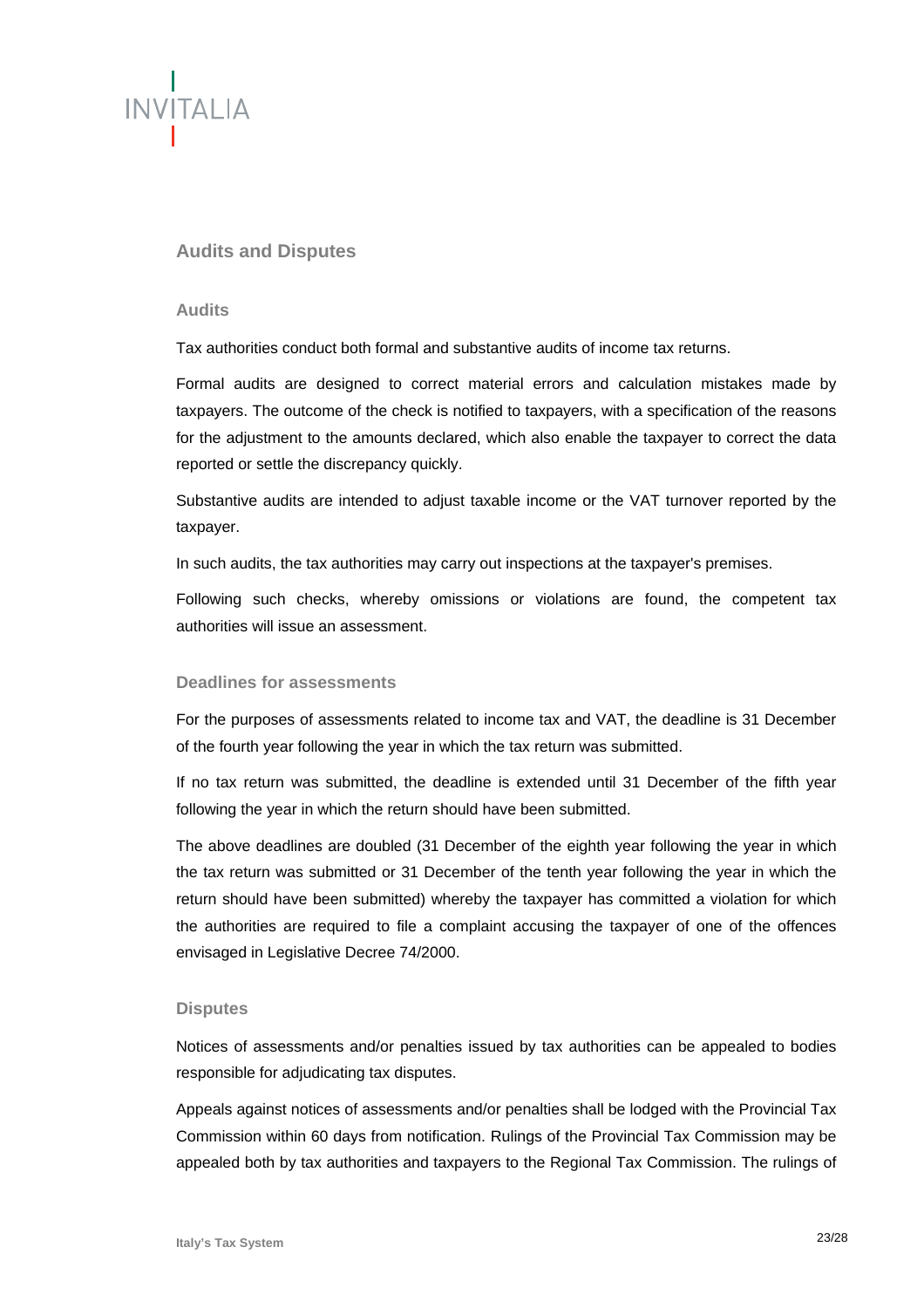## Audits and Disputes

### Audits

Tax authorities conduct both formal and substantive audits of income tax returns.

Formal audits are designed to correct material errors and calculation mistakes made by taxpayers. The outcome of the check is notified to taxpayers, with a specification of the reasons for the adjustment to the amounts declared, which also enable the taxpayer to correct the data reported or settle the discrepancy quickly.

Substantive audits are intended to adjust taxable income or the VAT turnover reported by the taxpayer.

In such audits, the tax authorities may carry out inspections at the taxpayer's premises.

Following such checks, whereby omissions or violations are found, the competent tax authorities will issue an assessment.

### Deadlines for assessments

For the purposes of assessments related to income tax and VAT, the deadline is 31 December of the fourth year following the year in which the tax return was submitted.

If no tax return was submitted, the deadline is extended until 31 December of the fifth year following the year in which the return should have been submitted.

The above deadlines are doubled (31 December of the eighth year following the year in which the tax return was submitted or 31 December of the tenth year following the year in which the return should have been submitted) whereby the taxpayer has committed a violation for which the authorities are required to file a complaint accusing the taxpayer of one of the offences envisaged in Legislative Decree 74/2000.

### Disputes

Notices of assessments and/or penalties issued by tax authorities can be appealed to bodies responsible for adjudicating tax disputes.

Appeals against notices of assessments and/or penalties shall be lodged with the Provincial Tax Commission within 60 days from notification. Rulings of the Provincial Tax Commission may be appealed both by tax authorities and taxpayers to the Regional Tax Commission. The rulings of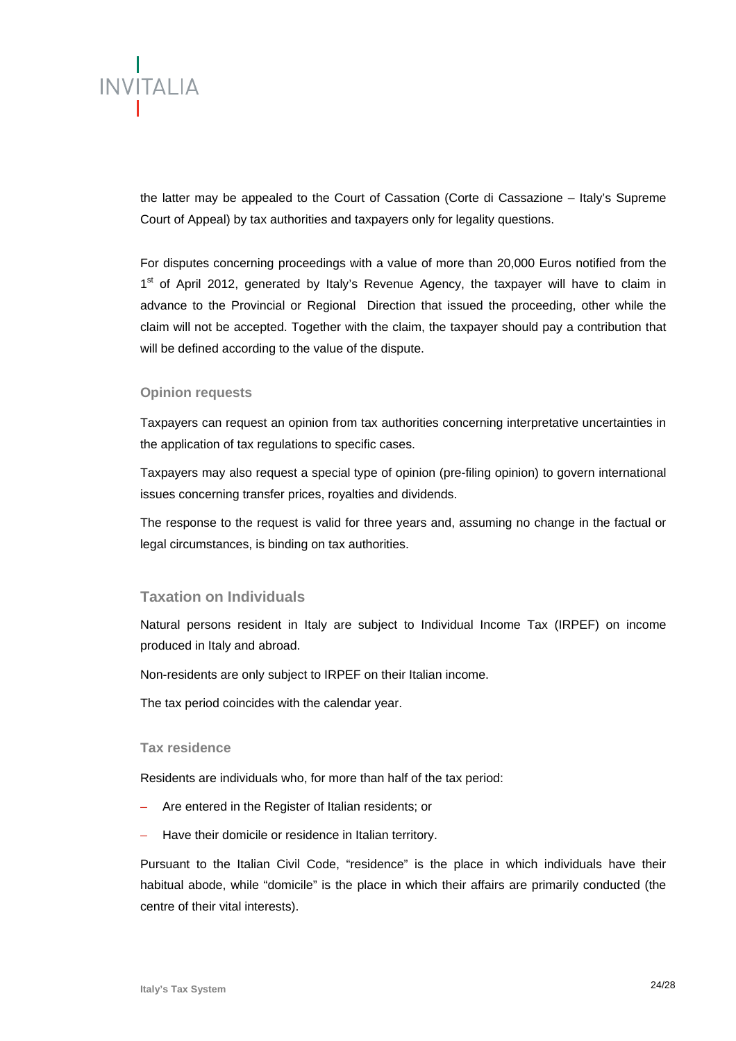the latter may be appealed to the Court of Cassation (Corte di Cassazione – Italy's Supreme Court of Appeal) by tax authorities and taxpayers only for legality questions.

For disputes concerning proceedings with a value of more than 20,000 Euros notified from the 1st of April 2012, generated by Italy's Revenue Agency, the taxpayer will have to claim in advance to the Provincial or Regional Direction that issued the proceeding, other while the claim will not be accepted. Together with the claim, the taxpayer should pay a contribution that will be defined according to the value of the dispute.

### Opinion requests

Taxpayers can request an opinion from tax authorities concerning interpretative uncertainties in the application of tax regulations to specific cases.

Taxpayers may also request a special type of opinion (pre-filing opinion) to govern international issues concerning transfer prices, royalties and dividends.

The response to the request is valid for three years and, assuming no change in the factual or legal circumstances, is binding on tax authorities.

## Taxation on Individuals

Natural persons resident in Italy are subject to Individual Income Tax (IRPEF) on income produced in Italy and abroad.

Non-residents are only subject to IRPEF on their Italian income.

The tax period coincides with the calendar year.

### Tax residence

Residents are individuals who, for more than half of the tax period:

- Are entered in the Register of Italian residents; or
- Have their domicile or residence in Italian territory.

Pursuant to the Italian Civil Code, "residence" is the place in which individuals have their habitual abode, while "domicile" is the place in which their affairs are primarily conducted (the centre of their vital interests).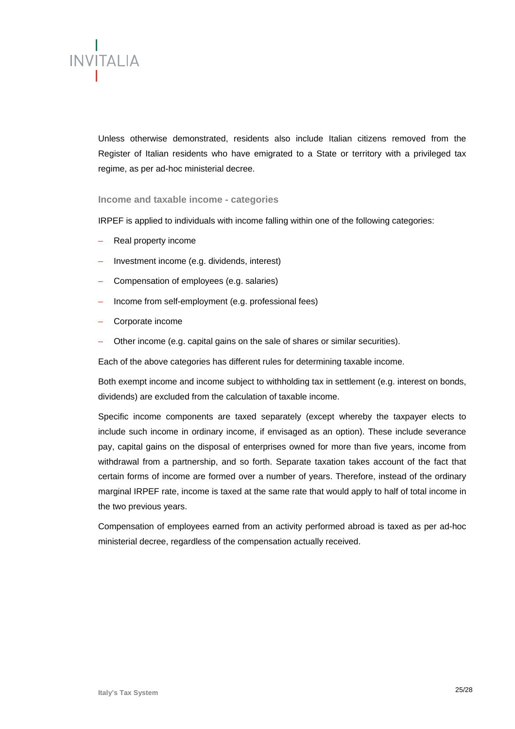Unless otherwise demonstrated, residents also include Italian citizens removed from the Register of Italian residents who have emigrated to a State or territory with a privileged tax regime, as per ad-hoc ministerial decree.

### Income and taxable income - categories

IRPEF is applied to individuals with income falling within one of the following categories:

- Real property income
- Investment income (e.g. dividends, interest)
- Compensation of employees (e.g. salaries)
- Income from self-employment (e.g. professional fees)
- Corporate income
- Other income (e.g. capital gains on the sale of shares or similar securities).

Each of the above categories has different rules for determining taxable income.

Both exempt income and income subject to withholding tax in settlement (e.g. interest on bonds, dividends) are excluded from the calculation of taxable income.

Specific income components are taxed separately (except whereby the taxpayer elects to include such income in ordinary income, if envisaged as an option). These include severance pay, capital gains on the disposal of enterprises owned for more than five years, income from withdrawal from a partnership, and so forth. Separate taxation takes account of the fact that certain forms of income are formed over a number of years. Therefore, instead of the ordinary marginal IRPEF rate, income is taxed at the same rate that would apply to half of total income in the two previous years.

Compensation of employees earned from an activity performed abroad is taxed as per ad-hoc ministerial decree, regardless of the compensation actually received.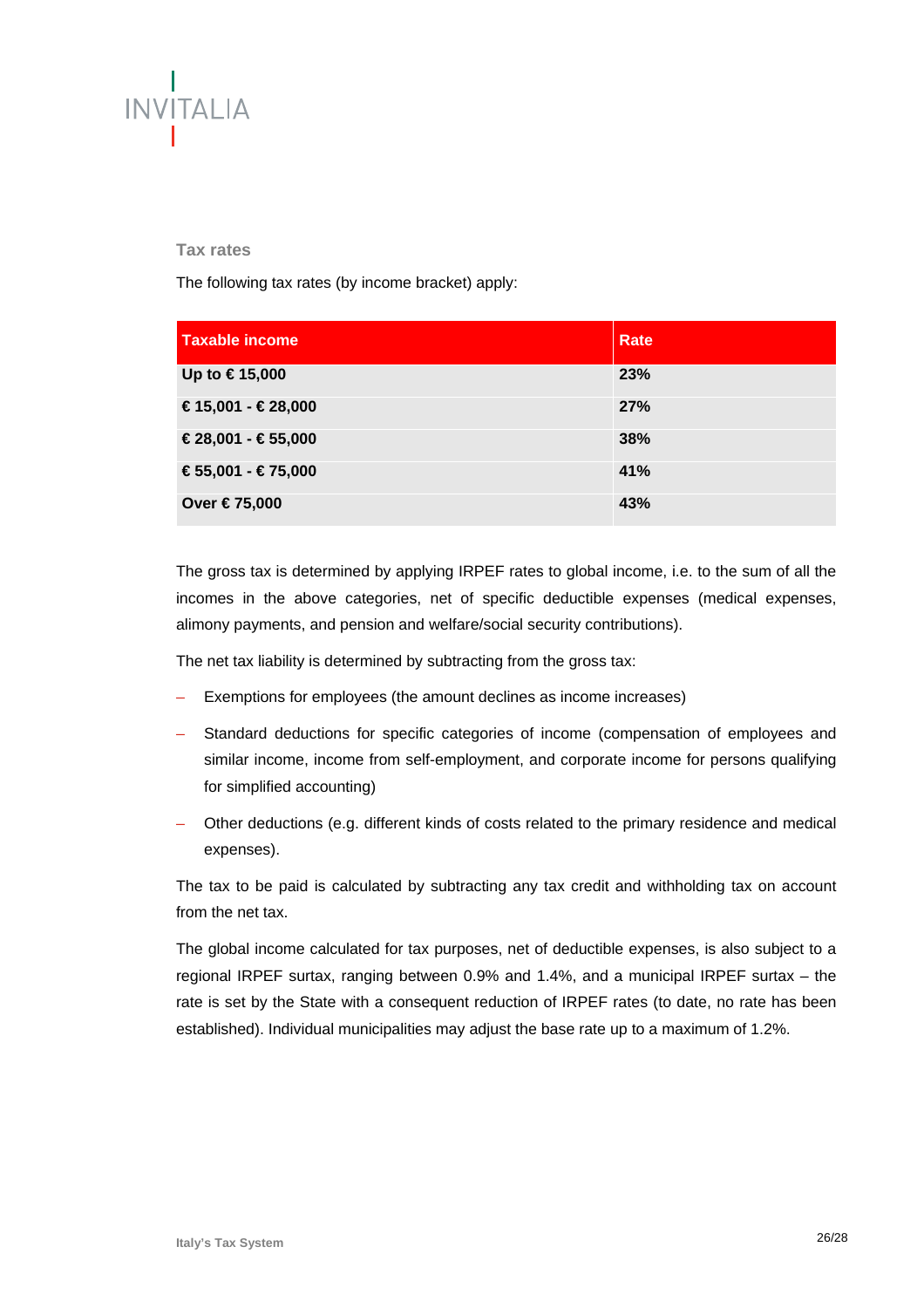### Tax rates

The following tax rates (by income bracket) apply:

| Taxable income | Rate |
|---|---|
| **Up to € 15,000** | **23%** |
| **€ 15,001 - € 28,000** | **27%** |
| **€ 28,001 - € 55,000** | **38%** |
| **€ 55,001 - € 75,000** | **41%** |
| **Over € 75,000** | **43%** |

The gross tax is determined by applying IRPEF rates to global income, i.e. to the sum of all the incomes in the above categories, net of specific deductible expenses (medical expenses, alimony payments, and pension and welfare/social security contributions).

The net tax liability is determined by subtracting from the gross tax:

- Exemptions for employees (the amount declines as income increases)
- Standard deductions for specific categories of income (compensation of employees and similar income, income from self-employment, and corporate income for persons qualifying for simplified accounting)
- Other deductions (e.g. different kinds of costs related to the primary residence and medical expenses).

The tax to be paid is calculated by subtracting any tax credit and withholding tax on account from the net tax.

The global income calculated for tax purposes, net of deductible expenses, is also subject to a regional IRPEF surtax, ranging between 0.9% and 1.4%, and a municipal IRPEF surtax – the rate is set by the State with a consequent reduction of IRPEF rates (to date, no rate has been established). Individual municipalities may adjust the base rate up to a maximum of 1.2%.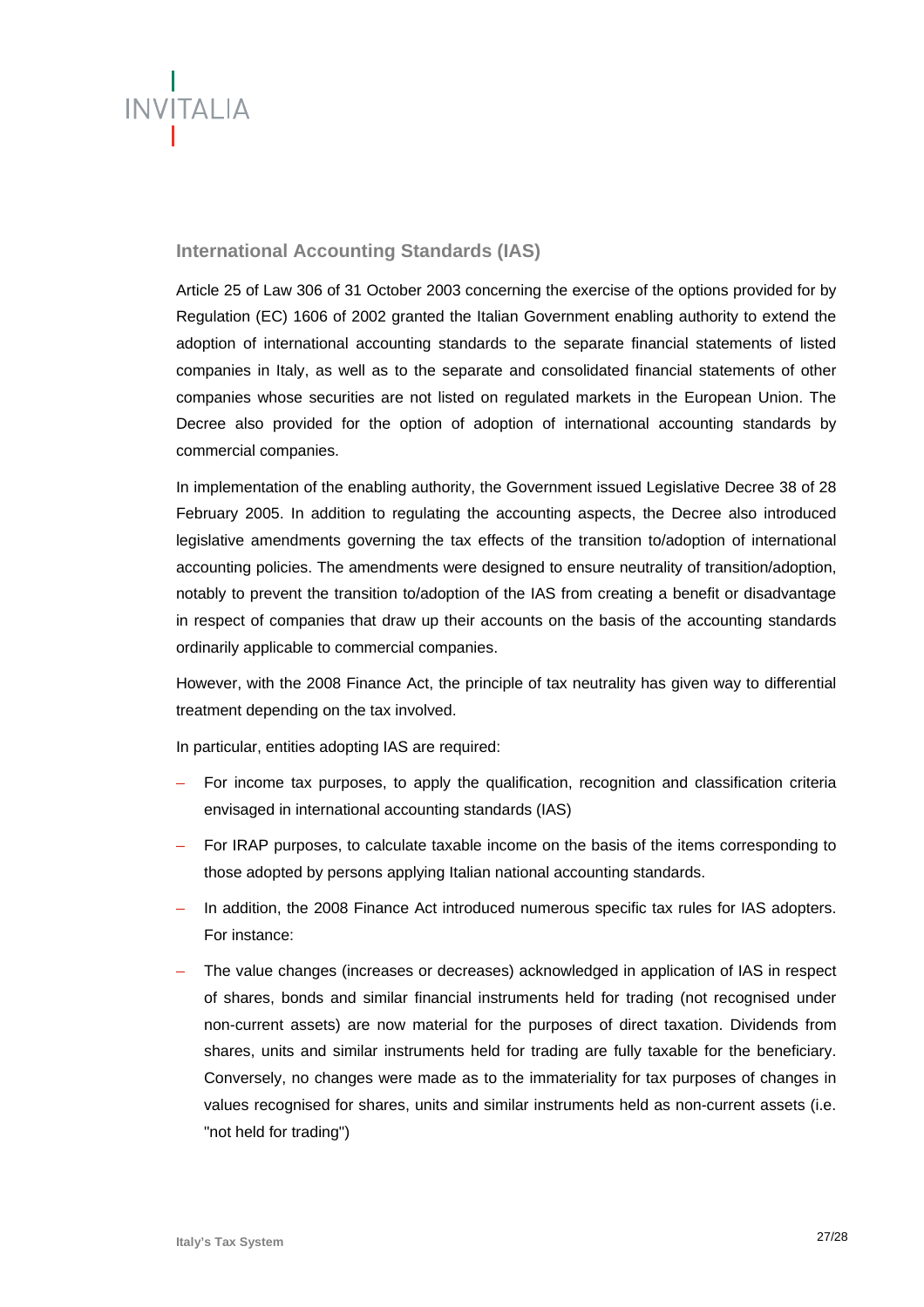## International Accounting Standards (IAS)

Article 25 of Law 306 of 31 October 2003 concerning the exercise of the options provided for by Regulation (EC) 1606 of 2002 granted the Italian Government enabling authority to extend the adoption of international accounting standards to the separate financial statements of listed companies in Italy, as well as to the separate and consolidated financial statements of other companies whose securities are not listed on regulated markets in the European Union. The Decree also provided for the option of adoption of international accounting standards by commercial companies.

In implementation of the enabling authority, the Government issued Legislative Decree 38 of 28 February 2005. In addition to regulating the accounting aspects, the Decree also introduced legislative amendments governing the tax effects of the transition to/adoption of international accounting policies. The amendments were designed to ensure neutrality of transition/adoption, notably to prevent the transition to/adoption of the IAS from creating a benefit or disadvantage in respect of companies that draw up their accounts on the basis of the accounting standards ordinarily applicable to commercial companies.

However, with the 2008 Finance Act, the principle of tax neutrality has given way to differential treatment depending on the tax involved.

In particular, entities adopting IAS are required:

- For income tax purposes, to apply the qualification, recognition and classification criteria envisaged in international accounting standards (IAS)
- For IRAP purposes, to calculate taxable income on the basis of the items corresponding to those adopted by persons applying Italian national accounting standards.
- In addition, the 2008 Finance Act introduced numerous specific tax rules for IAS adopters. For instance:
- The value changes (increases or decreases) acknowledged in application of IAS in respect of shares, bonds and similar financial instruments held for trading (not recognised under non-current assets) are now material for the purposes of direct taxation. Dividends from shares, units and similar instruments held for trading are fully taxable for the beneficiary. Conversely, no changes were made as to the immateriality for tax purposes of changes in values recognised for shares, units and similar instruments held as non-current assets (i.e. "not held for trading")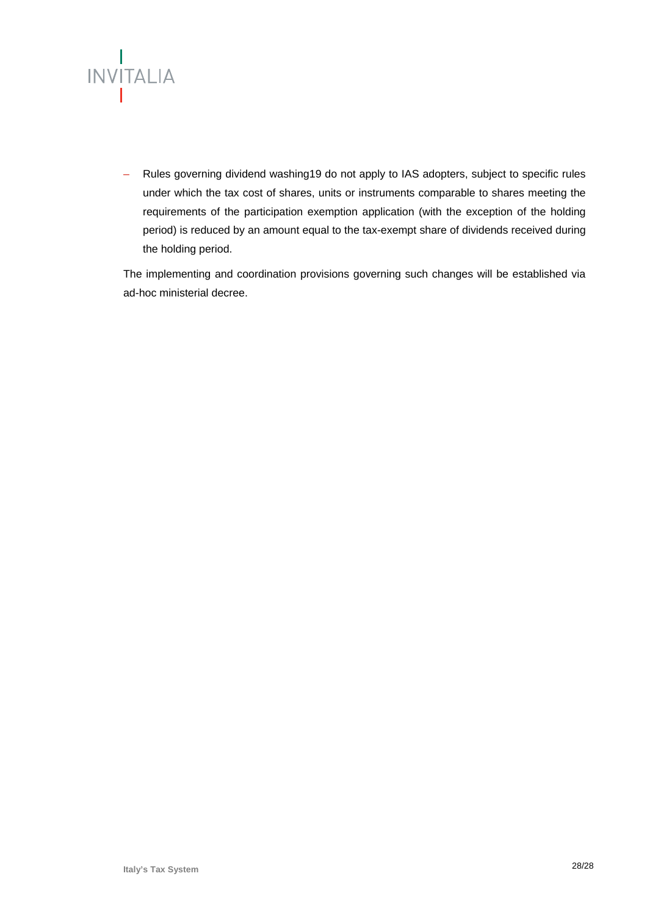- Rules governing dividend washing[19] do not apply to IAS adopters, subject to specific rules under which the tax cost of shares, units or instruments comparable to shares meeting the requirements of the participation exemption application (with the exception of the holding period) is reduced by an amount equal to the tax-exempt share of dividends received during the holding period.

The implementing and coordination provisions governing such changes will be established via ad-hoc ministerial decree.